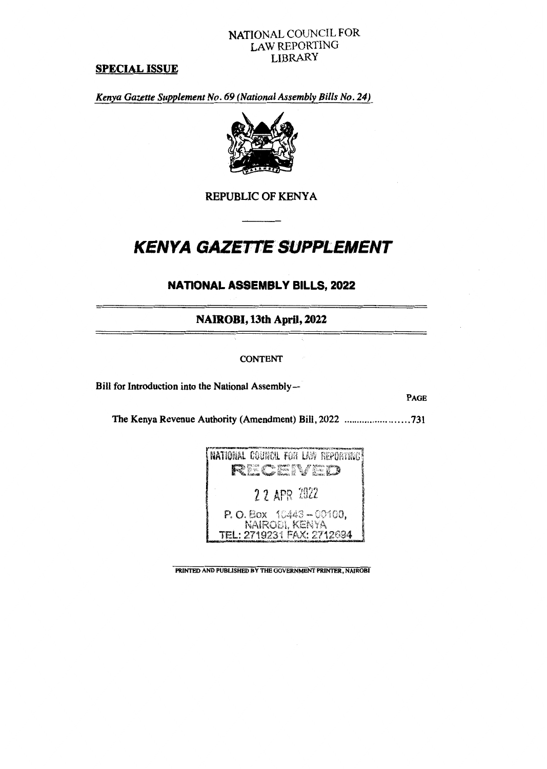NATIONAL COUNCIL FOR
LAW REPORTING
LIBRARY

**SPECIAL ISSUE**

*Kenya Gazette Supplement No. 69 (National Assembly Bills No. 24)*

REPUBLIC OF KENYA

# *KENYA GAZETTE SUPPLEMENT*

## NATIONAL ASSEMBLY BILLS, 2022

## NAIROBI, 13th April, 2022

CONTENT

Bill for Introduction into the National Assembly—

PAGE

The Kenya Revenue Authority (Amendment) Bill, 2022 ......................731

NATIONAL COUNCIL FOR LAW REPORTING
RECEIVED
22 APR 2022
P. O. Box 10443 – 00100,
NAIROBI, KENYA
TEL: 2719231 FAX: 2712694

PRINTED AND PUBLISHED BY THE GOVERNMENT PRINTER, NAIROBI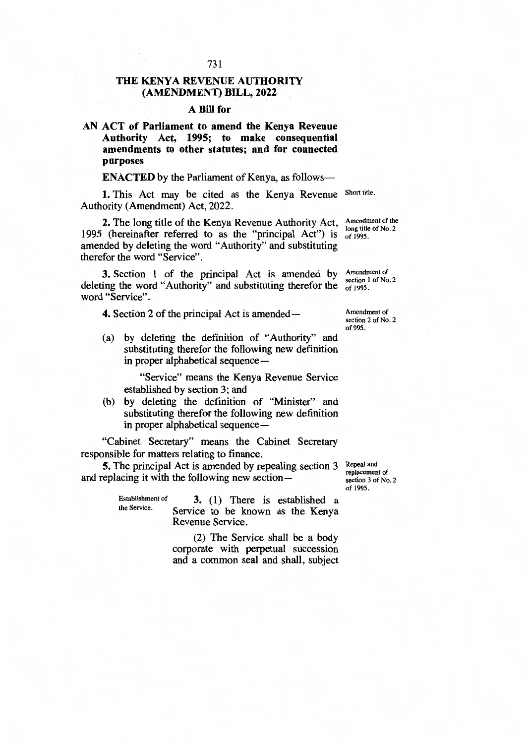# THE KENYA REVENUE AUTHORITY (AMENDMENT) BILL, 2022

## A Bill for

**AN ACT of Parliament to amend the Kenya Revenue Authority Act, 1995; to make consequential amendments to other statutes; and for connected purposes**

**ENACTED** by the Parliament of Kenya, as follows—

Short title.

**1.** This Act may be cited as the Kenya Revenue Authority (Amendment) Act, 2022.

Amendment of the long title of No. 2 of 1995.

**2.** The long title of the Kenya Revenue Authority Act, 1995 (hereinafter referred to as the "principal Act") is amended by deleting the word "Authority" and substituting therefor the word "Service".

Amendment of section 1 of No. 2 of 1995.

**3.** Section 1 of the principal Act is amended by deleting the word "Authority" and substituting therefor the word "Service".

Amendment of section 2 of No. 2 of 995.

**4.** Section 2 of the principal Act is amended—

(a) by deleting the definition of "Authority" and substituting therefor the following new definition in proper alphabetical sequence—

"Service" means the Kenya Revenue Service established by section 3; and

(b) by deleting the definition of "Minister" and substituting therefor the following new definition in proper alphabetical sequence—

"Cabinet Secretary" means the Cabinet Secretary responsible for matters relating to finance.

Repeal and replacement of section 3 of No. 2 of 1995.

**5.** The principal Act is amended by repealing section 3 and replacing it with the following new section—

Establishment of the Service.

**3.** (1) There is established a Service to be known as the Kenya Revenue Service.

(2) The Service shall be a body corporate with perpetual succession and a common seal and shall, subject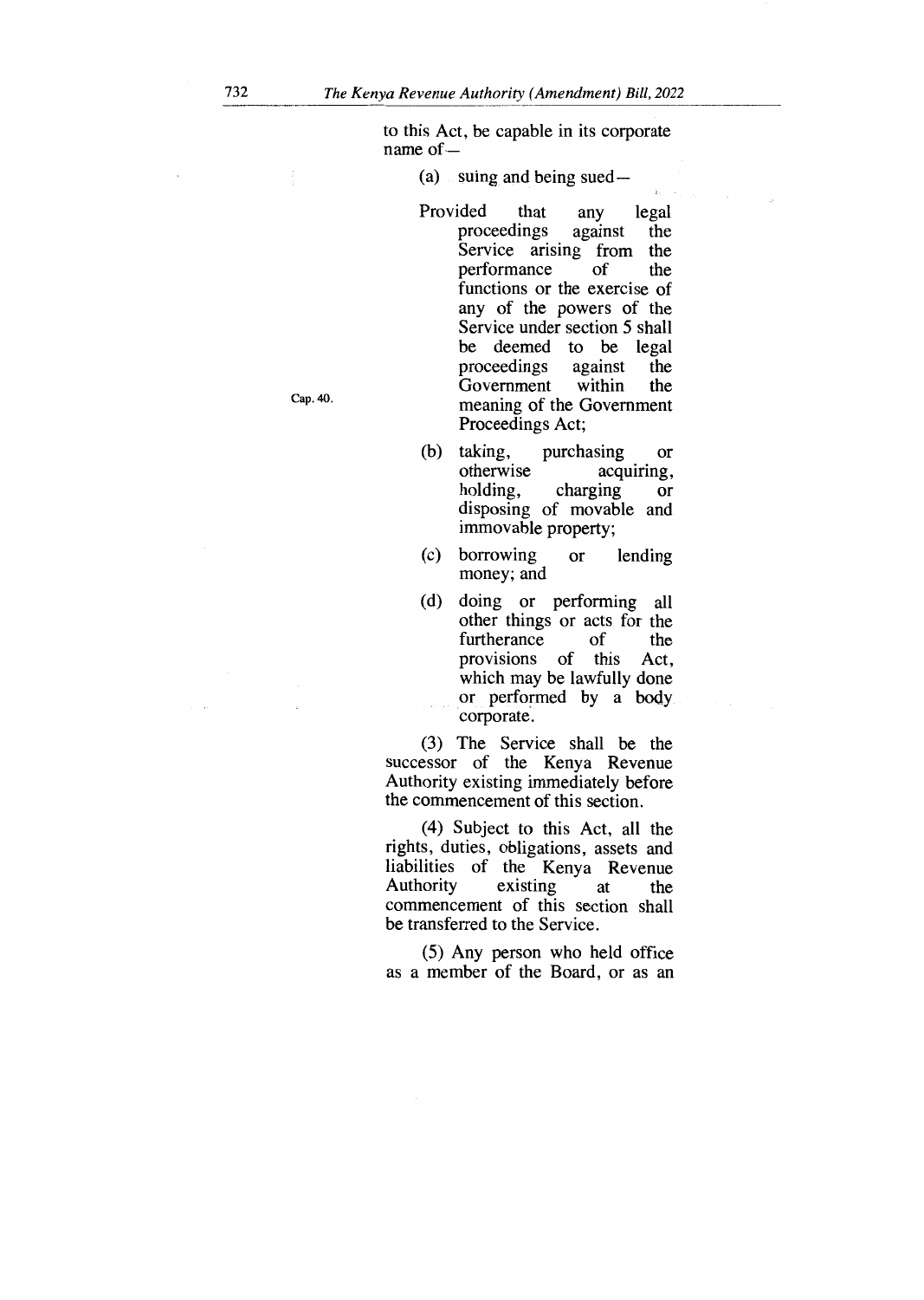to this Act, be capable in its corporate name of—

(a) suing and being sued—

Provided that any legal proceedings against the Service arising from the performance of the functions or the exercise of any of the powers of the Service under section 5 shall be deemed to be legal proceedings against the Government within the meaning of the Government Proceedings Act;

Cap. 40.

(b) taking, purchasing or otherwise acquiring, holding, charging or disposing of movable and immovable property;

(c) borrowing or lending money; and

(d) doing or performing all other things or acts for the furtherance of the provisions of this Act, which may be lawfully done or performed by a body corporate.

(3) The Service shall be the successor of the Kenya Revenue Authority existing immediately before the commencement of this section.

(4) Subject to this Act, all the rights, duties, obligations, assets and liabilities of the Kenya Revenue Authority existing at the commencement of this section shall be transferred to the Service.

(5) Any person who held office as a member of the Board, or as an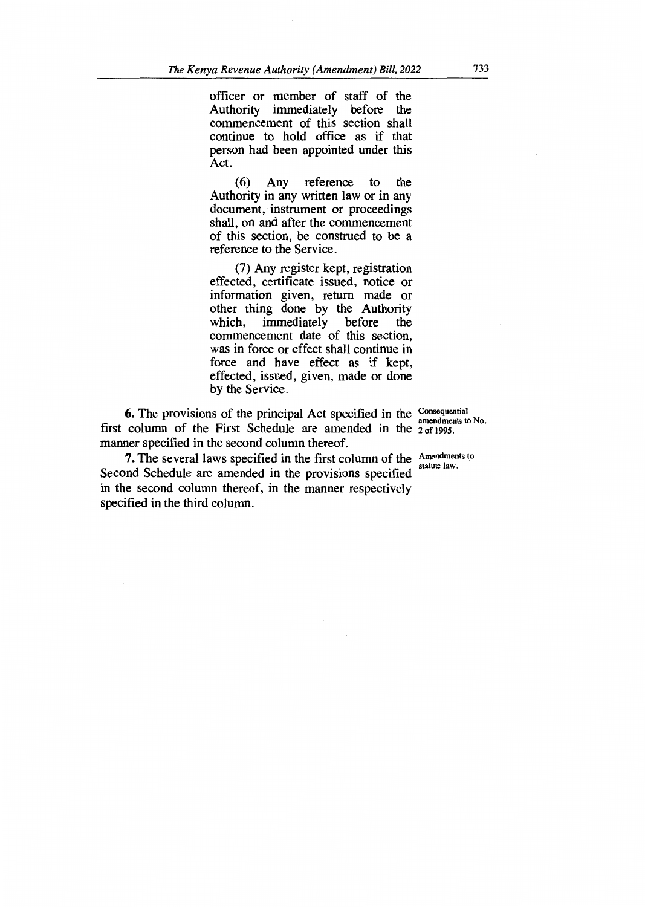officer or member of staff of the Authority immediately before the commencement of this section shall continue to hold office as if that person had been appointed under this Act.

(6) Any reference to the Authority in any written law or in any document, instrument or proceedings shall, on and after the commencement of this section, be construed to be a reference to the Service.

(7) Any register kept, registration effected, certificate issued, notice or information given, return made or other thing done by the Authority which, immediately before the commencement date of this section, was in force or effect shall continue in force and have effect as if kept, effected, issued, given, made or done by the Service.

Consequential amendments to No. 2 of 1995.

**6.** The provisions of the principal Act specified in the first column of the First Schedule are amended in the manner specified in the second column thereof.

Amendments to statute law.

**7.** The several laws specified in the first column of the Second Schedule are amended in the provisions specified in the second column thereof, in the manner respectively specified in the third column.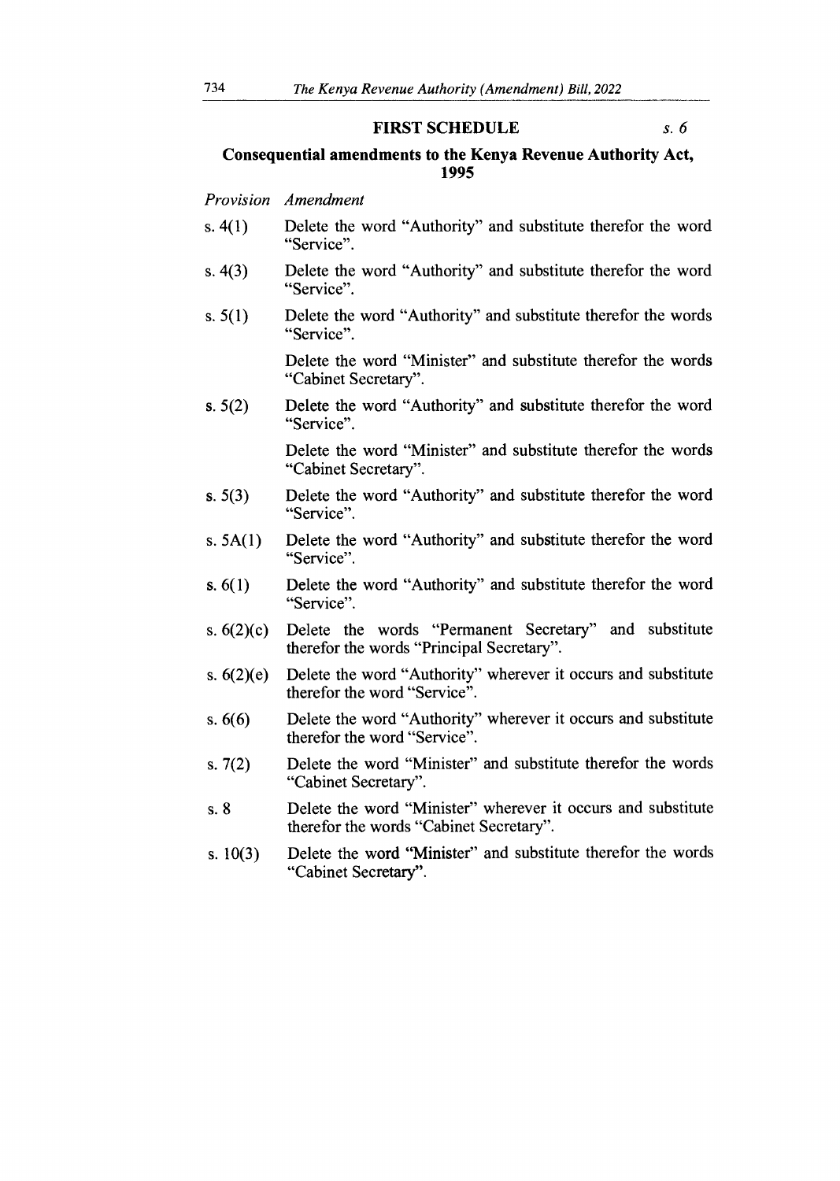## FIRST SCHEDULE *s. 6*

### Consequential amendments to the Kenya Revenue Authority Act, 1995

| *Provision* | *Amendment* |
|---|---|
| s. 4(1) | Delete the word "Authority" and substitute therefor the word "Service". |
| s. 4(3) | Delete the word "Authority" and substitute therefor the word "Service". |
| s. 5(1) | Delete the word "Authority" and substitute therefor the words "Service". <br><br> Delete the word "Minister" and substitute therefor the words "Cabinet Secretary". |
| s. 5(2) | Delete the word "Authority" and substitute therefor the word "Service". <br><br> Delete the word "Minister" and substitute therefor the words "Cabinet Secretary". |
| s. 5(3) | Delete the word "Authority" and substitute therefor the word "Service". |
| s. 5A(1) | Delete the word "Authority" and substitute therefor the word "Service". |
| s. 6(1) | Delete the word "Authority" and substitute therefor the word "Service". |
| s. 6(2)(c) | Delete the words "Permanent Secretary" and substitute therefor the words "Principal Secretary". |
| s. 6(2)(e) | Delete the word "Authority" wherever it occurs and substitute therefor the word "Service". |
| s. 6(6) | Delete the word "Authority" wherever it occurs and substitute therefor the word "Service". |
| s. 7(2) | Delete the word "Minister" and substitute therefor the words "Cabinet Secretary". |
| s. 8 | Delete the word "Minister" wherever it occurs and substitute therefor the words "Cabinet Secretary". |
| s. 10(3) | Delete the word "Minister" and substitute therefor the words "Cabinet Secretary". |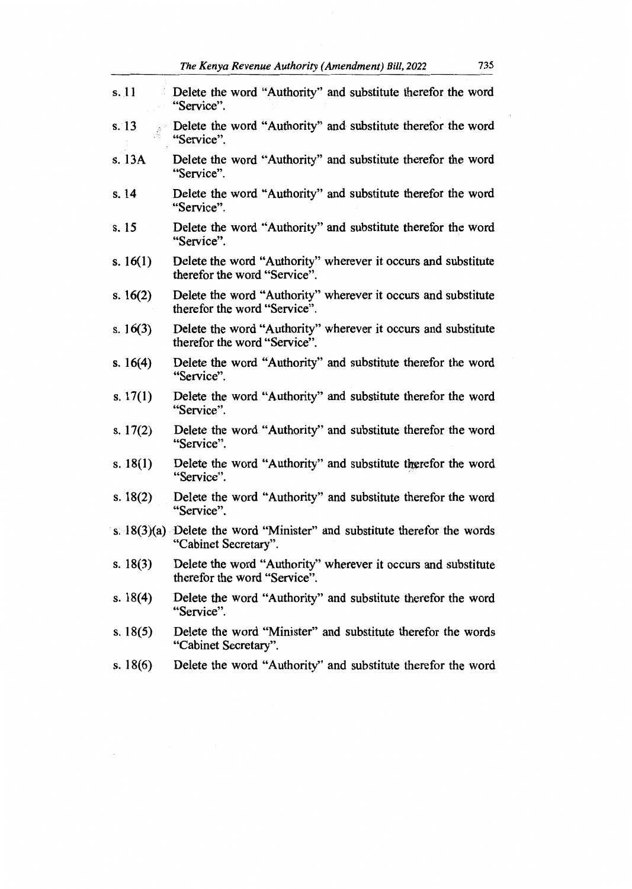| | |
|---|---|
| s. 11 | Delete the word "Authority" and substitute therefor the word "Service". |
| s. 13 | Delete the word "Authority" and substitute therefor the word "Service". |
| s. 13A | Delete the word "Authority" and substitute therefor the word "Service". |
| s. 14 | Delete the word "Authority" and substitute therefor the word "Service". |
| s. 15 | Delete the word "Authority" and substitute therefor the word "Service". |
| s. 16(1) | Delete the word "Authority" wherever it occurs and substitute therefor the word "Service". |
| s. 16(2) | Delete the word "Authority" wherever it occurs and substitute therefor the word "Service". |
| s. 16(3) | Delete the word "Authority" wherever it occurs and substitute therefor the word "Service". |
| s. 16(4) | Delete the word "Authority" and substitute therefor the word "Service". |
| s. 17(1) | Delete the word "Authority" and substitute therefor the word "Service". |
| s. 17(2) | Delete the word "Authority" and substitute therefor the word "Service". |
| s. 18(1) | Delete the word "Authority" and substitute therefor the word "Service". |
| s. 18(2) | Delete the word "Authority" and substitute therefor the word "Service". |
| s. 18(3)(a) | Delete the word "Minister" and substitute therefor the words "Cabinet Secretary". |
| s. 18(3) | Delete the word "Authority" wherever it occurs and substitute therefor the word "Service". |
| s. 18(4) | Delete the word "Authority" and substitute therefor the word "Service". |
| s. 18(5) | Delete the word "Minister" and substitute therefor the words "Cabinet Secretary". |
| s. 18(6) | Delete the word "Authority" and substitute therefor the word |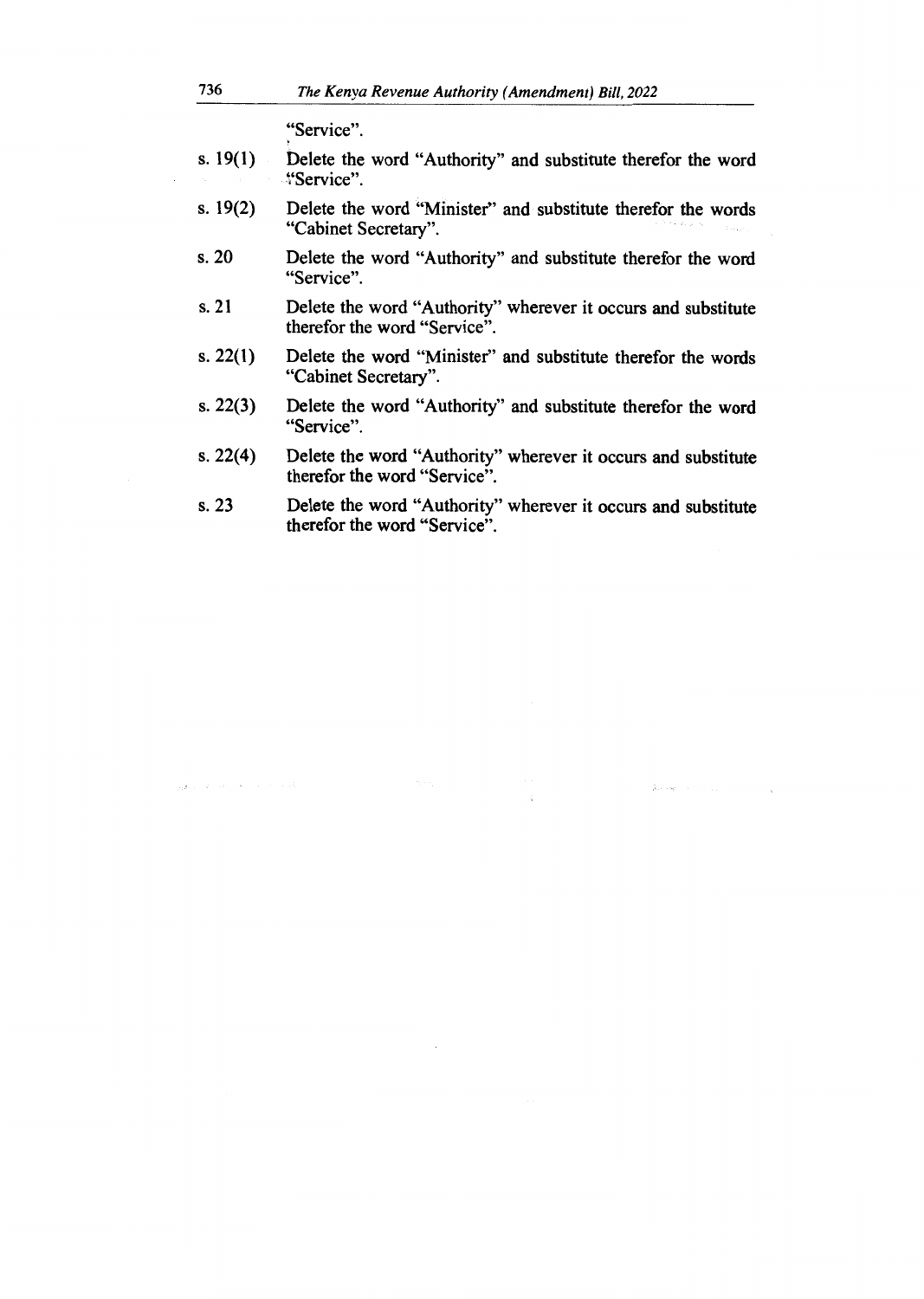"Service".

| | |
|---|---|
| s. 19(1) | Delete the word "Authority" and substitute therefor the word "Service". |
| s. 19(2) | Delete the word "Minister" and substitute therefor the words "Cabinet Secretary". |
| s. 20 | Delete the word "Authority" and substitute therefor the word "Service". |
| s. 21 | Delete the word "Authority" wherever it occurs and substitute therefor the word "Service". |
| s. 22(1) | Delete the word "Minister" and substitute therefor the words "Cabinet Secretary". |
| s. 22(3) | Delete the word "Authority" and substitute therefor the word "Service". |
| s. 22(4) | Delete the word "Authority" wherever it occurs and substitute therefor the word "Service". |
| s. 23 | Delete the word "Authority" wherever it occurs and substitute therefor the word "Service". |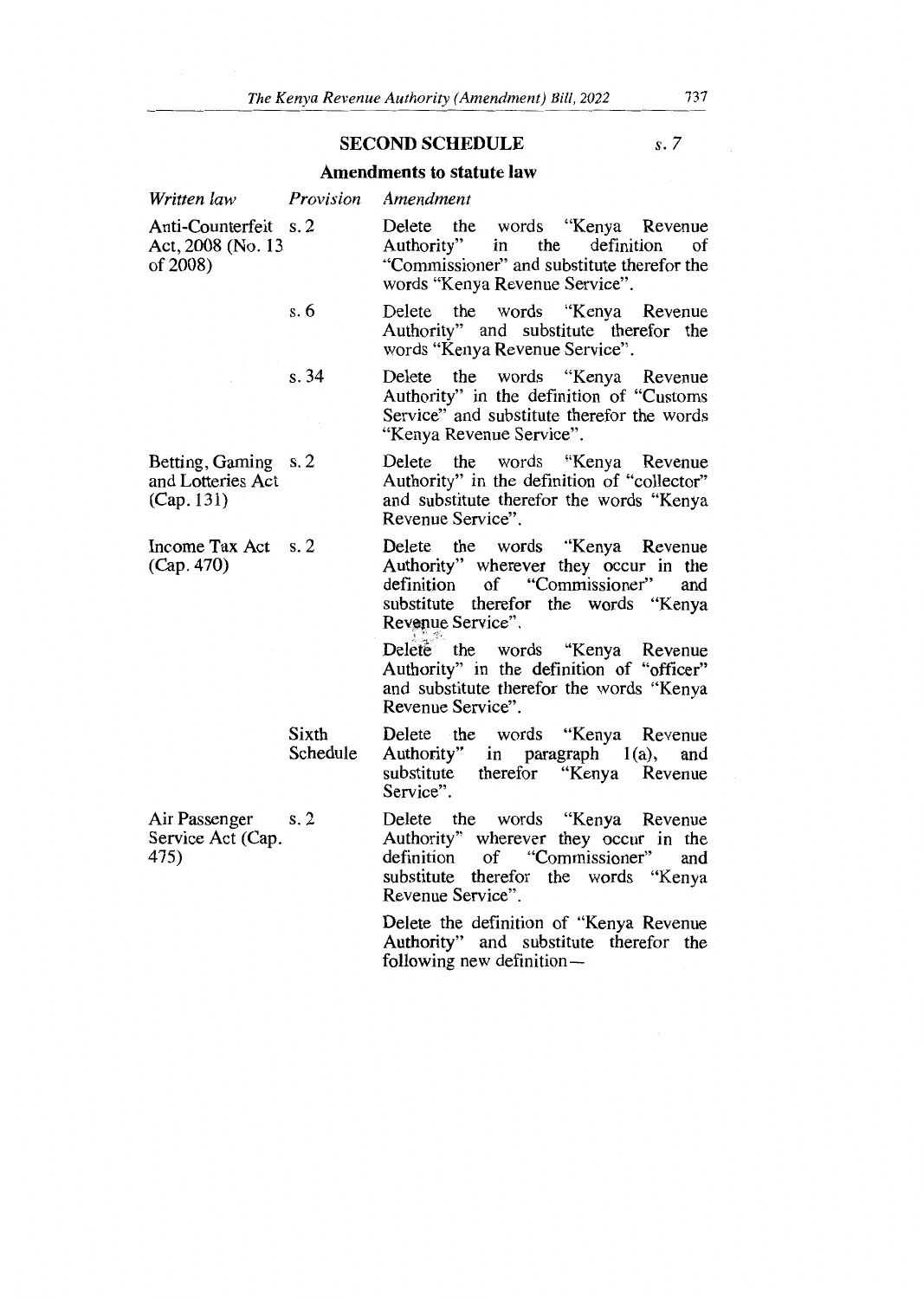## SECOND SCHEDULE

*s. 7*

### Amendments to statute law

| *Written law* | *Provision* | *Amendment* |
|---|---|---|
| Anti-Counterfeit Act, 2008 (No. 13 of 2008) | s. 2 | Delete the words "Kenya Revenue Authority" in the definition of "Commissioner" and substitute therefor the words "Kenya Revenue Service". |
| | s. 6 | Delete the words "Kenya Revenue Authority" and substitute therefor the words "Kenya Revenue Service". |
| | s. 34 | Delete the words "Kenya Revenue Authority" in the definition of "Customs Service" and substitute therefor the words "Kenya Revenue Service". |
| Betting, Gaming and Lotteries Act (Cap. 131) | s. 2 | Delete the words "Kenya Revenue Authority" in the definition of "collector" and substitute therefor the words "Kenya Revenue Service". |
| Income Tax Act (Cap. 470) | s. 2 | Delete the words "Kenya Revenue Authority" wherever they occur in the definition of "Commissioner" and substitute therefor the words "Kenya Revenue Service". |
| | | Delete the words "Kenya Revenue Authority" in the definition of "officer" and substitute therefor the words "Kenya Revenue Service". |
| | Sixth Schedule | Delete the words "Kenya Revenue Authority" in paragraph 1(a), and substitute therefor "Kenya Revenue Service". |
| Air Passenger Service Act (Cap. 475) | s. 2 | Delete the words "Kenya Revenue Authority" wherever they occur in the definition of "Commissioner" and substitute therefor the words "Kenya Revenue Service". |
| | | Delete the definition of "Kenya Revenue Authority" and substitute therefor the following new definition— |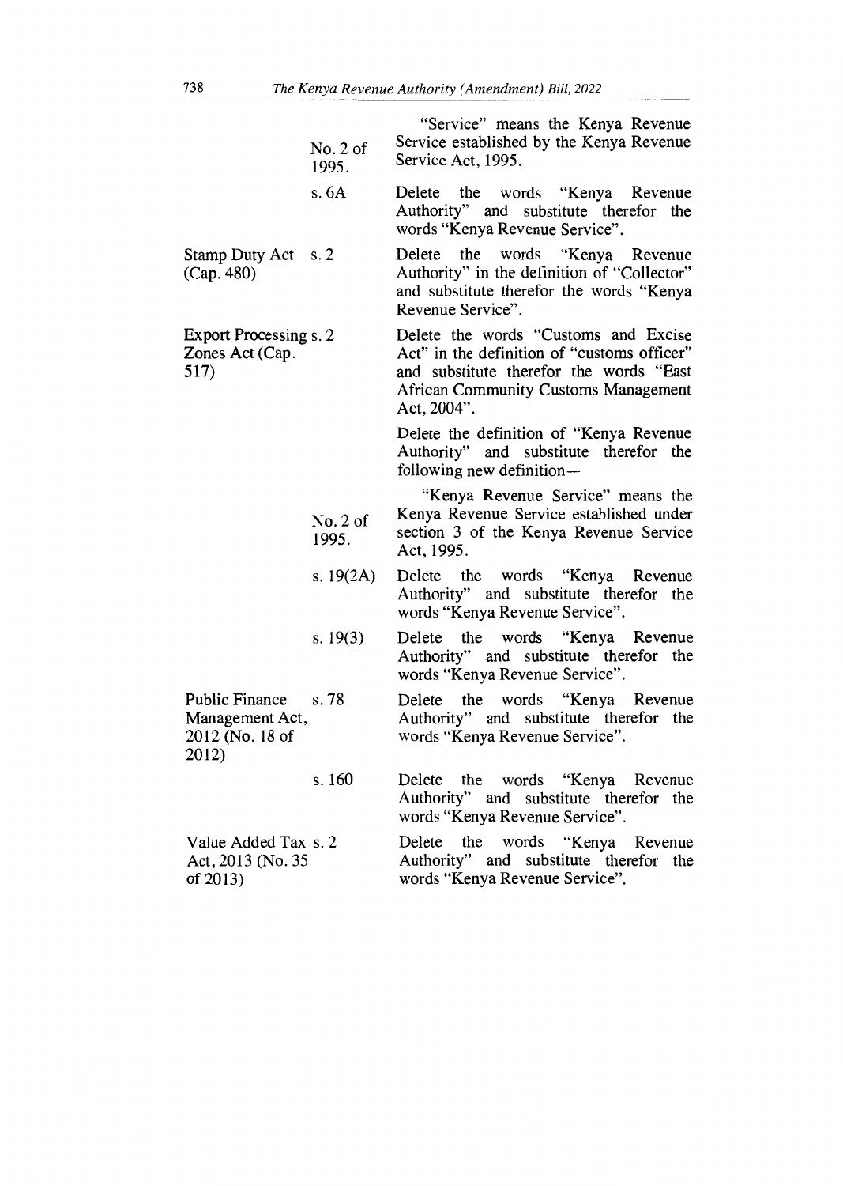| | | |
|---|---|---|
| | No. 2 of 1995. | "Service" means the Kenya Revenue Service established by the Kenya Revenue Service Act, 1995. |
| | s. 6A | Delete the words "Kenya Revenue Authority" and substitute therefor the words "Kenya Revenue Service". |
| Stamp Duty Act (Cap. 480) | s. 2 | Delete the words "Kenya Revenue Authority" in the definition of "Collector" and substitute therefor the words "Kenya Revenue Service". |
| Export Processing Zones Act (Cap. 517) | s. 2 | Delete the words "Customs and Excise Act" in the definition of "customs officer" and substitute therefor the words "East African Community Customs Management Act, 2004". |
| | | Delete the definition of "Kenya Revenue Authority" and substitute therefor the following new definition— |
| | No. 2 of 1995. | "Kenya Revenue Service" means the Kenya Revenue Service established under section 3 of the Kenya Revenue Service Act, 1995. |
| | s. 19(2A) | Delete the words "Kenya Revenue Authority" and substitute therefor the words "Kenya Revenue Service". |
| | s. 19(3) | Delete the words "Kenya Revenue Authority" and substitute therefor the words "Kenya Revenue Service". |
| Public Finance Management Act, 2012 (No. 18 of 2012) | s. 78 | Delete the words "Kenya Revenue Authority" and substitute therefor the words "Kenya Revenue Service". |
| | s. 160 | Delete the words "Kenya Revenue Authority" and substitute therefor the words "Kenya Revenue Service". |
| Value Added Tax Act, 2013 (No. 35 of 2013) | s. 2 | Delete the words "Kenya Revenue Authority" and substitute therefor the words "Kenya Revenue Service". |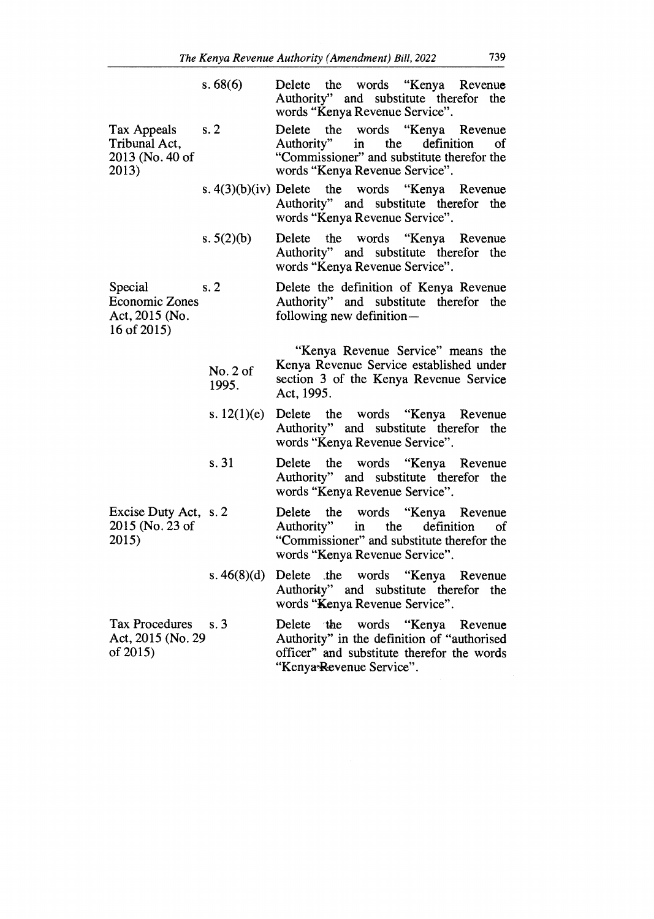| | | |
|---|---|---|
| | s. 68(6) | Delete the words "Kenya Revenue Authority" and substitute therefor the words "Kenya Revenue Service". |
| Tax Appeals Tribunal Act, 2013 (No. 40 of 2013) | s. 2 | Delete the words "Kenya Revenue Authority" in the definition of "Commissioner" and substitute therefor the words "Kenya Revenue Service". |
| | s. 4(3)(b)(iv) | Delete the words "Kenya Revenue Authority" and substitute therefor the words "Kenya Revenue Service". |
| | s. 5(2)(b) | Delete the words "Kenya Revenue Authority" and substitute therefor the words "Kenya Revenue Service". |
| Special Economic Zones Act, 2015 (No. 16 of 2015) | s. 2 | Delete the definition of Kenya Revenue Authority" and substitute therefor the following new definition— |
| | No. 2 of 1995. | "Kenya Revenue Service" means the Kenya Revenue Service established under section 3 of the Kenya Revenue Service Act, 1995. |
| | s. 12(1)(e) | Delete the words "Kenya Revenue Authority" and substitute therefor the words "Kenya Revenue Service". |
| | s. 31 | Delete the words "Kenya Revenue Authority" and substitute therefor the words "Kenya Revenue Service". |
| Excise Duty Act, 2015 (No. 23 of 2015) | s. 2 | Delete the words "Kenya Revenue Authority" in the definition of "Commissioner" and substitute therefor the words "Kenya Revenue Service". |
| | s. 46(8)(d) | Delete the words "Kenya Revenue Authority" and substitute therefor the words "Kenya Revenue Service". |
| Tax Procedures Act, 2015 (No. 29 of 2015) | s. 3 | Delete the words "Kenya Revenue Authority" in the definition of "authorised officer" and substitute therefor the words "Kenya Revenue Service". |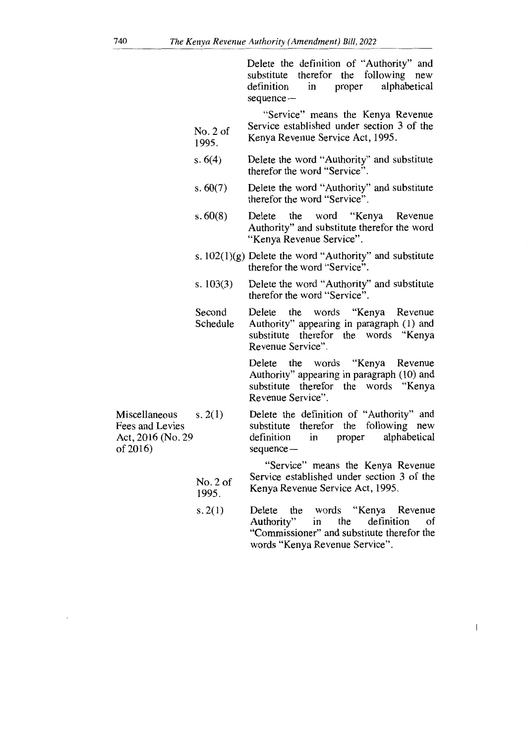| | | |
|---|---|---|
| | | Delete the definition of "Authority" and substitute therefor the following new definition in proper alphabetical sequence— |
| | No. 2 of 1995. | "Service" means the Kenya Revenue Service established under section 3 of the Kenya Revenue Service Act, 1995. |
| | s. 6(4) | Delete the word "Authority" and substitute therefor the word "Service". |
| | s. 60(7) | Delete the word "Authority" and substitute therefor the word "Service". |
| | s. 60(8) | Delete the word "Kenya Revenue Authority" and substitute therefor the word "Kenya Revenue Service". |
| | s. 102(1)(g) | Delete the word "Authority" and substitute therefor the word "Service". |
| | s. 103(3) | Delete the word "Authority" and substitute therefor the word "Service". |
| | Second Schedule | Delete the words "Kenya Revenue Authority" appearing in paragraph (1) and substitute therefor the words "Kenya Revenue Service". |
| | | Delete the words "Kenya Revenue Authority" appearing in paragraph (10) and substitute therefor the words "Kenya Revenue Service". |
| Miscellaneous Fees and Levies Act, 2016 (No. 29 of 2016) | s. 2(1) | Delete the definition of "Authority" and substitute therefor the following new definition in proper alphabetical sequence— |
| | No. 2 of 1995. | "Service" means the Kenya Revenue Service established under section 3 of the Kenya Revenue Service Act, 1995. |
| | s. 2(1) | Delete the words "Kenya Revenue Authority" in the definition of "Commissioner" and substitute therefor the words "Kenya Revenue Service". |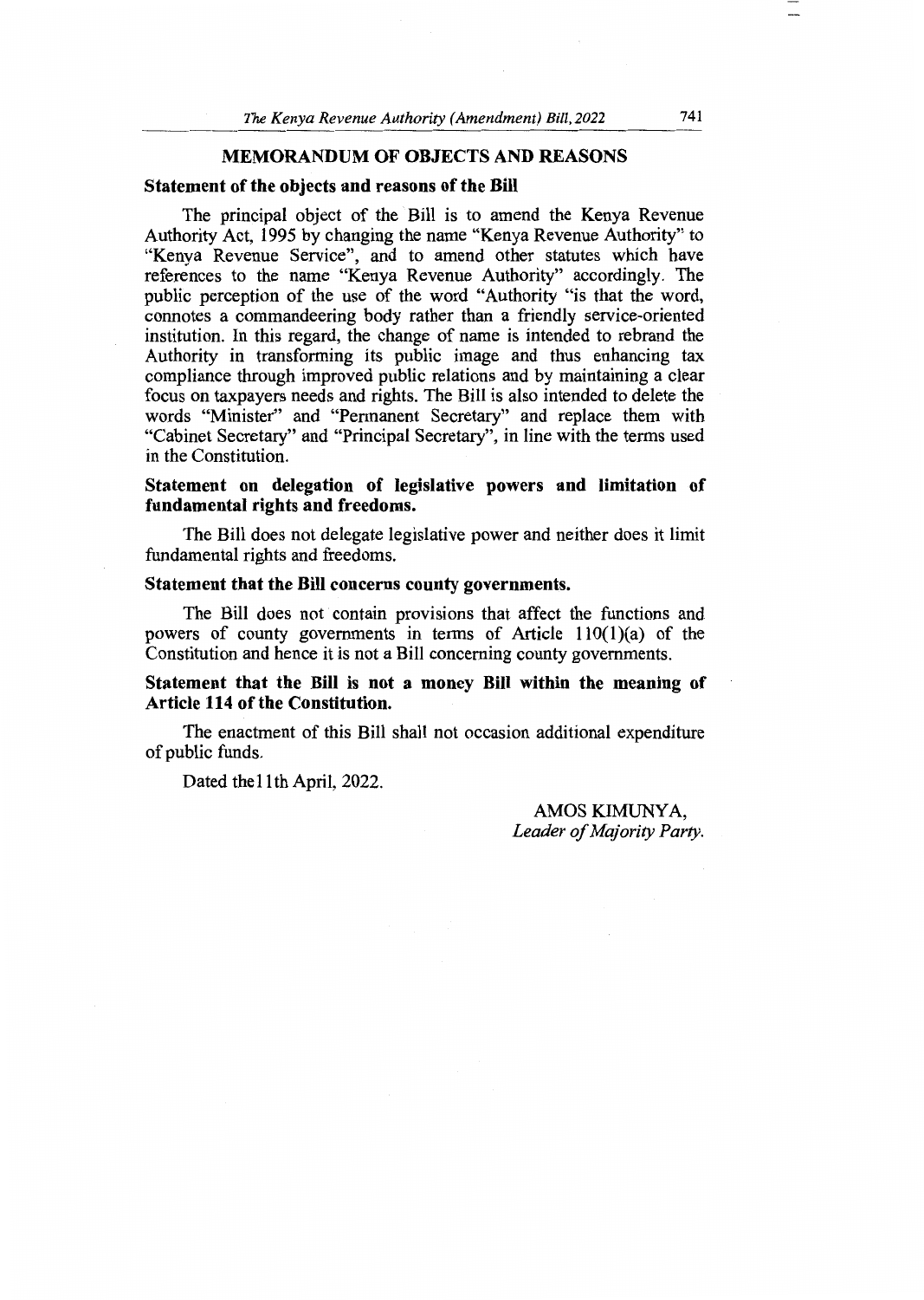## MEMORANDUM OF OBJECTS AND REASONS

### Statement of the objects and reasons of the Bill

The principal object of the Bill is to amend the Kenya Revenue Authority Act, 1995 by changing the name "Kenya Revenue Authority" to "Kenya Revenue Service", and to amend other statutes which have references to the name "Kenya Revenue Authority" accordingly. The public perception of the use of the word "Authority "is that the word, connotes a commandeering body rather than a friendly service-oriented institution. In this regard, the change of name is intended to rebrand the Authority in transforming its public image and thus enhancing tax compliance through improved public relations and by maintaining a clear focus on taxpayers needs and rights. The Bill is also intended to delete the words "Minister" and "Permanent Secretary" and replace them with "Cabinet Secretary" and "Principal Secretary", in line with the terms used in the Constitution.

### Statement on delegation of legislative powers and limitation of fundamental rights and freedoms.

The Bill does not delegate legislative power and neither does it limit fundamental rights and freedoms.

### Statement that the Bill concerns county governments.

The Bill does not contain provisions that affect the functions and powers of county governments in terms of Article 110(1)(a) of the Constitution and hence it is not a Bill concerning county governments.

### Statement that the Bill is not a money Bill within the meaning of Article 114 of the Constitution.

The enactment of this Bill shall not occasion additional expenditure of public funds.

Dated the11th April, 2022.

AMOS KIMUNYA,
*Leader of Majority Party.*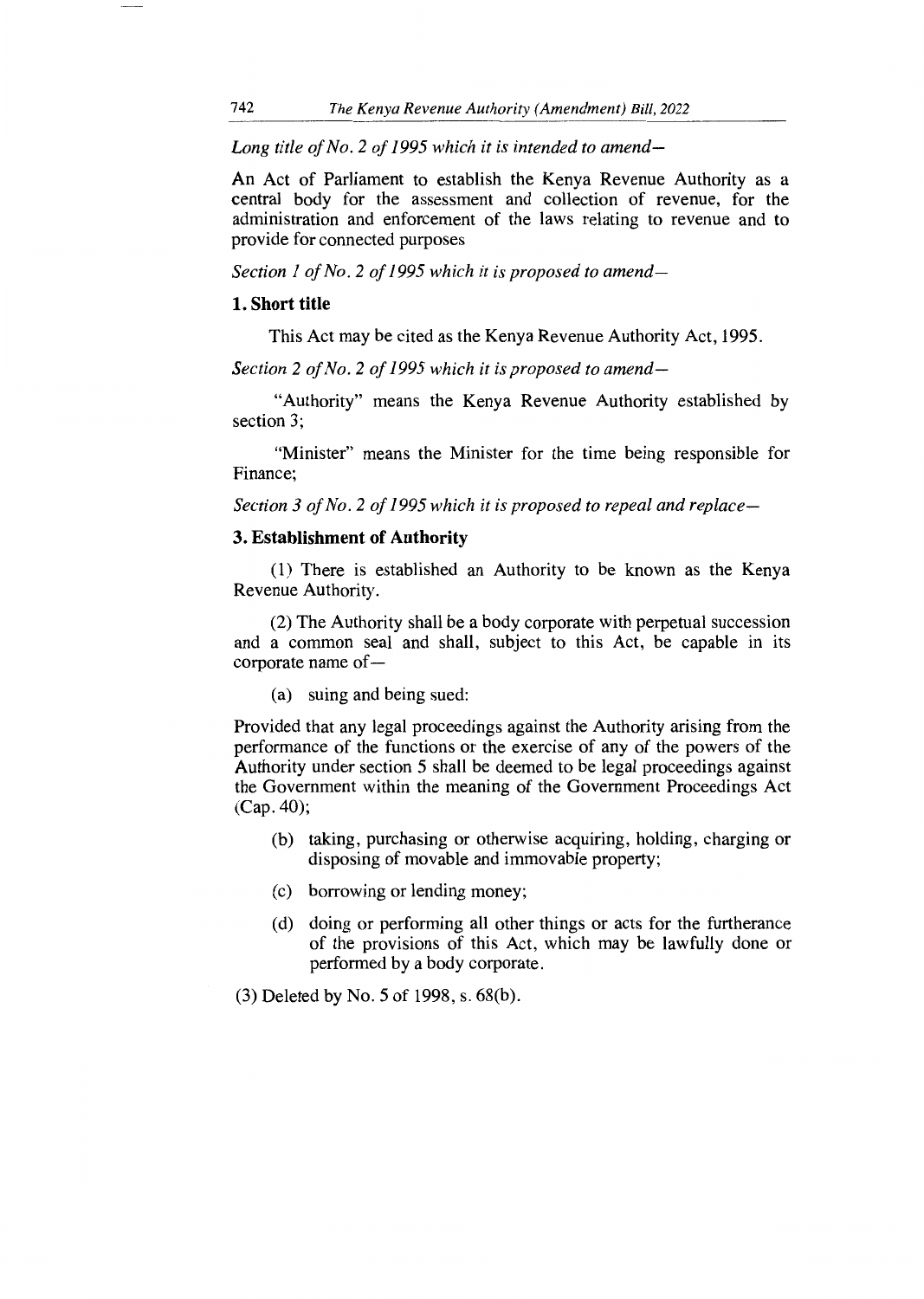*Long title of No. 2 of 1995 which it is intended to amend—*

An Act of Parliament to establish the Kenya Revenue Authority as a central body for the assessment and collection of revenue, for the administration and enforcement of the laws relating to revenue and to provide for connected purposes

*Section 1 of No. 2 of 1995 which it is proposed to amend—*

**1. Short title**

This Act may be cited as the Kenya Revenue Authority Act, 1995.

*Section 2 of No. 2 of 1995 which it is proposed to amend—*

"Authority" means the Kenya Revenue Authority established by section 3;

"Minister" means the Minister for the time being responsible for Finance;

*Section 3 of No. 2 of 1995 which it is proposed to repeal and replace—*

**3. Establishment of Authority**

(1) There is established an Authority to be known as the Kenya Revenue Authority.

(2) The Authority shall be a body corporate with perpetual succession and a common seal and shall, subject to this Act, be capable in its corporate name of—

(a) suing and being sued:

Provided that any legal proceedings against the Authority arising from the performance of the functions or the exercise of any of the powers of the Authority under section 5 shall be deemed to be legal proceedings against the Government within the meaning of the Government Proceedings Act (Cap. 40);

(b) taking, purchasing or otherwise acquiring, holding, charging or disposing of movable and immovable property;

(c) borrowing or lending money;

(d) doing or performing all other things or acts for the furtherance of the provisions of this Act, which may be lawfully done or performed by a body corporate.

(3) Deleted by No. 5 of 1998, s. 68(b).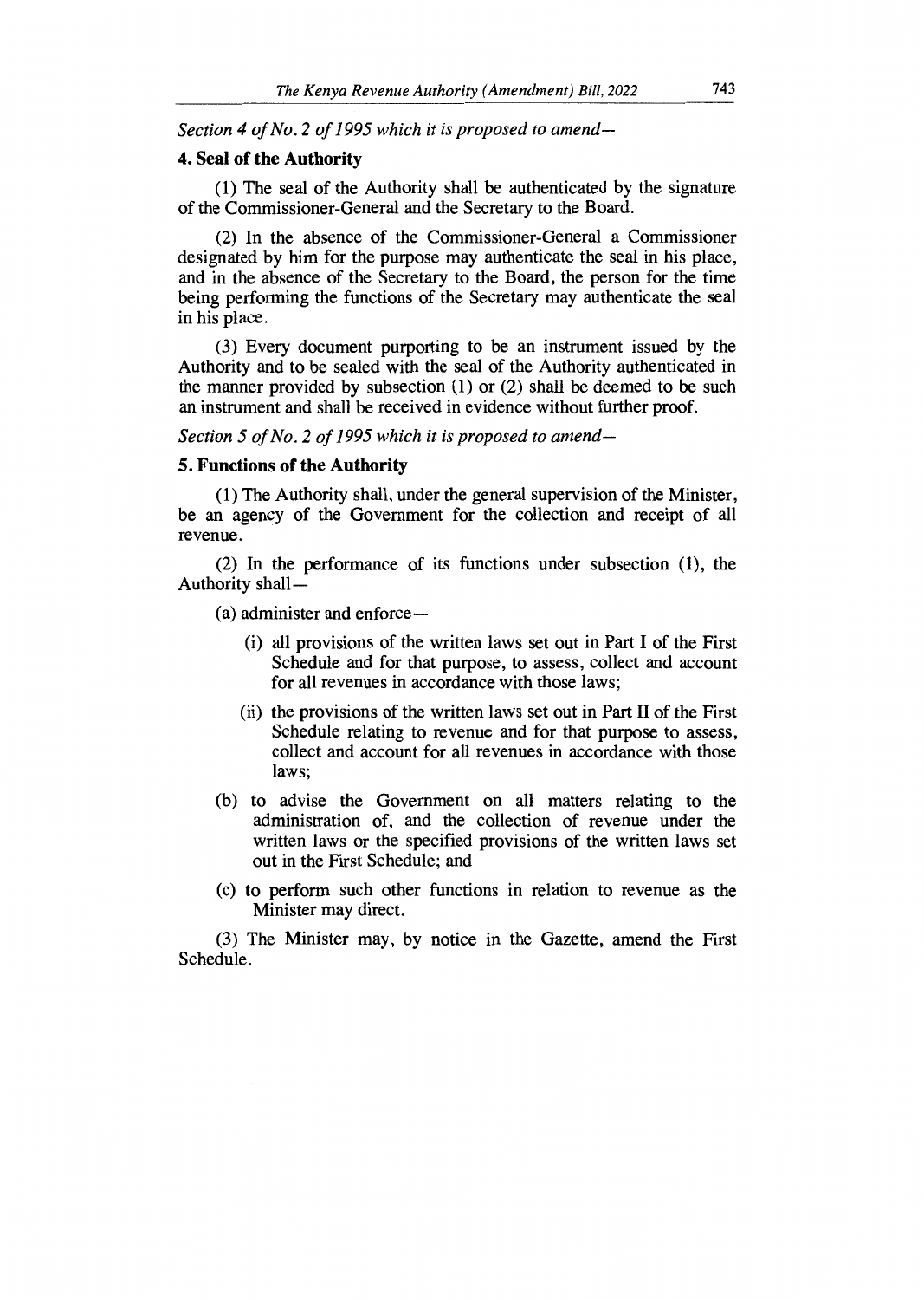*Section 4 of No. 2 of 1995 which it is proposed to amend—*

**4. Seal of the Authority**

(1) The seal of the Authority shall be authenticated by the signature of the Commissioner-General and the Secretary to the Board.

(2) In the absence of the Commissioner-General a Commissioner designated by him for the purpose may authenticate the seal in his place, and in the absence of the Secretary to the Board, the person for the time being performing the functions of the Secretary may authenticate the seal in his place.

(3) Every document purporting to be an instrument issued by the Authority and to be sealed with the seal of the Authority authenticated in the manner provided by subsection (1) or (2) shall be deemed to be such an instrument and shall be received in evidence without further proof.

*Section 5 of No. 2 of 1995 which it is proposed to amend—*

**5. Functions of the Authority**

(1) The Authority shall, under the general supervision of the Minister, be an agency of the Government for the collection and receipt of all revenue.

(2) In the performance of its functions under subsection (1), the Authority shall—

(a) administer and enforce—

(i) all provisions of the written laws set out in Part I of the First Schedule and for that purpose, to assess, collect and account for all revenues in accordance with those laws;

(ii) the provisions of the written laws set out in Part II of the First Schedule relating to revenue and for that purpose to assess, collect and account for all revenues in accordance with those laws;

(b) to advise the Government on all matters relating to the administration of, and the collection of revenue under the written laws or the specified provisions of the written laws set out in the First Schedule; and

(c) to perform such other functions in relation to revenue as the Minister may direct.

(3) The Minister may, by notice in the Gazette, amend the First Schedule.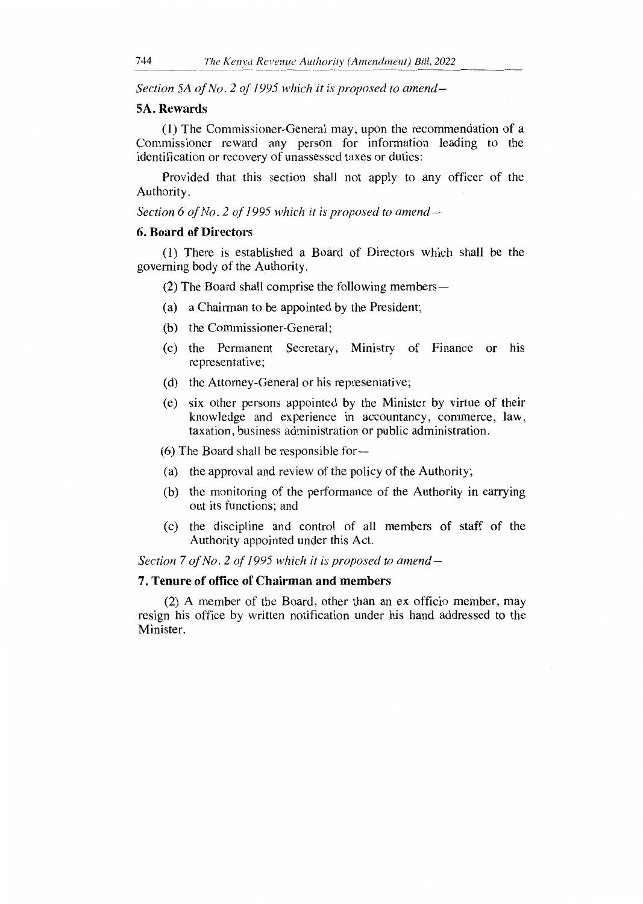*Section 5A of No. 2 of 1995 which it is proposed to amend—*

**5A. Rewards**

(1) The Commissioner-General may, upon the recommendation of a Commissioner reward any person for information leading to the identification or recovery of unassessed taxes or duties:

Provided that this section shall not apply to any officer of the Authority.

*Section 6 of No. 2 of 1995 which it is proposed to amend—*

**6. Board of Directors**

(1) There is established a Board of Directors which shall be the governing body of the Authority.

(2) The Board shall comprise the following members—

(a) a Chairman to be appointed by the President;

(b) the Commissioner-General;

(c) the Permanent Secretary, Ministry of Finance or his representative;

(d) the Attorney-General or his representative;

(e) six other persons appointed by the Minister by virtue of their knowledge and experience in accountancy, commerce, law, taxation, business administration or public administration.

(6) The Board shall be responsible for—

(a) the approval and review of the policy of the Authority;

(b) the monitoring of the performance of the Authority in carrying out its functions; and

(c) the discipline and control of all members of staff of the Authority appointed under this Act.

*Section 7 of No. 2 of 1995 which it is proposed to amend—*

**7. Tenure of office of Chairman and members**

(2) A member of the Board, other than an ex officio member, may resign his office by written notification under his hand addressed to the Minister.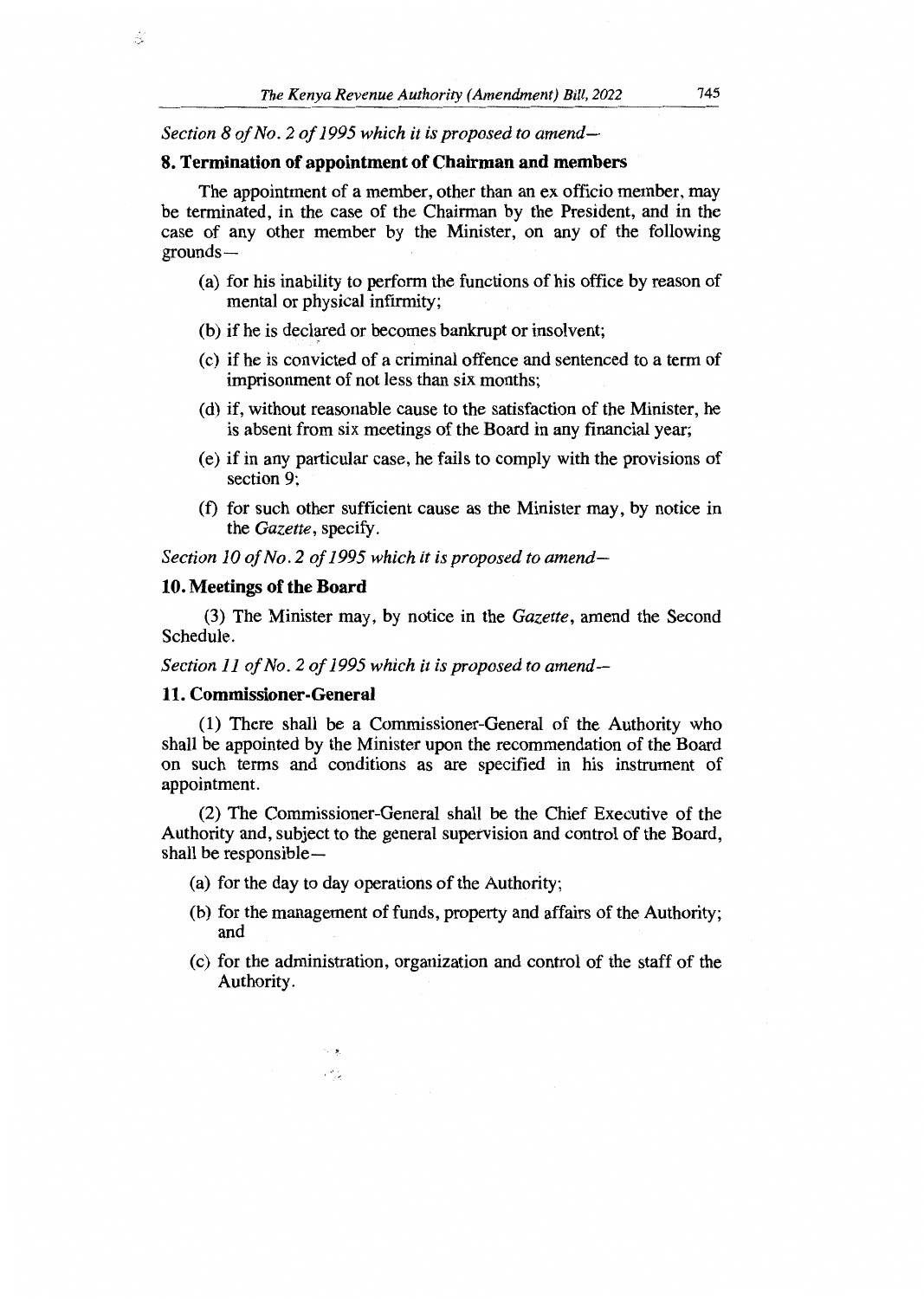*Section 8 of No. 2 of 1995 which it is proposed to amend—*

**8. Termination of appointment of Chairman and members**

The appointment of a member, other than an ex officio member, may be terminated, in the case of the Chairman by the President, and in the case of any other member by the Minister, on any of the following grounds—

(a) for his inability to perform the functions of his office by reason of mental or physical infirmity;

(b) if he is declared or becomes bankrupt or insolvent;

(c) if he is convicted of a criminal offence and sentenced to a term of imprisonment of not less than six months;

(d) if, without reasonable cause to the satisfaction of the Minister, he is absent from six meetings of the Board in any financial year;

(e) if in any particular case, he fails to comply with the provisions of section 9;

(f) for such other sufficient cause as the Minister may, by notice in the *Gazette*, specify.

*Section 10 of No. 2 of 1995 which it is proposed to amend—*

**10. Meetings of the Board**

(3) The Minister may, by notice in the *Gazette*, amend the Second Schedule.

*Section 11 of No. 2 of 1995 which it is proposed to amend—*

**11. Commissioner-General**

(1) There shall be a Commissioner-General of the Authority who shall be appointed by the Minister upon the recommendation of the Board on such terms and conditions as are specified in his instrument of appointment.

(2) The Commissioner-General shall be the Chief Executive of the Authority and, subject to the general supervision and control of the Board, shall be responsible—

(a) for the day to day operations of the Authority;

(b) for the management of funds, property and affairs of the Authority; and

(c) for the administration, organization and control of the staff of the Authority.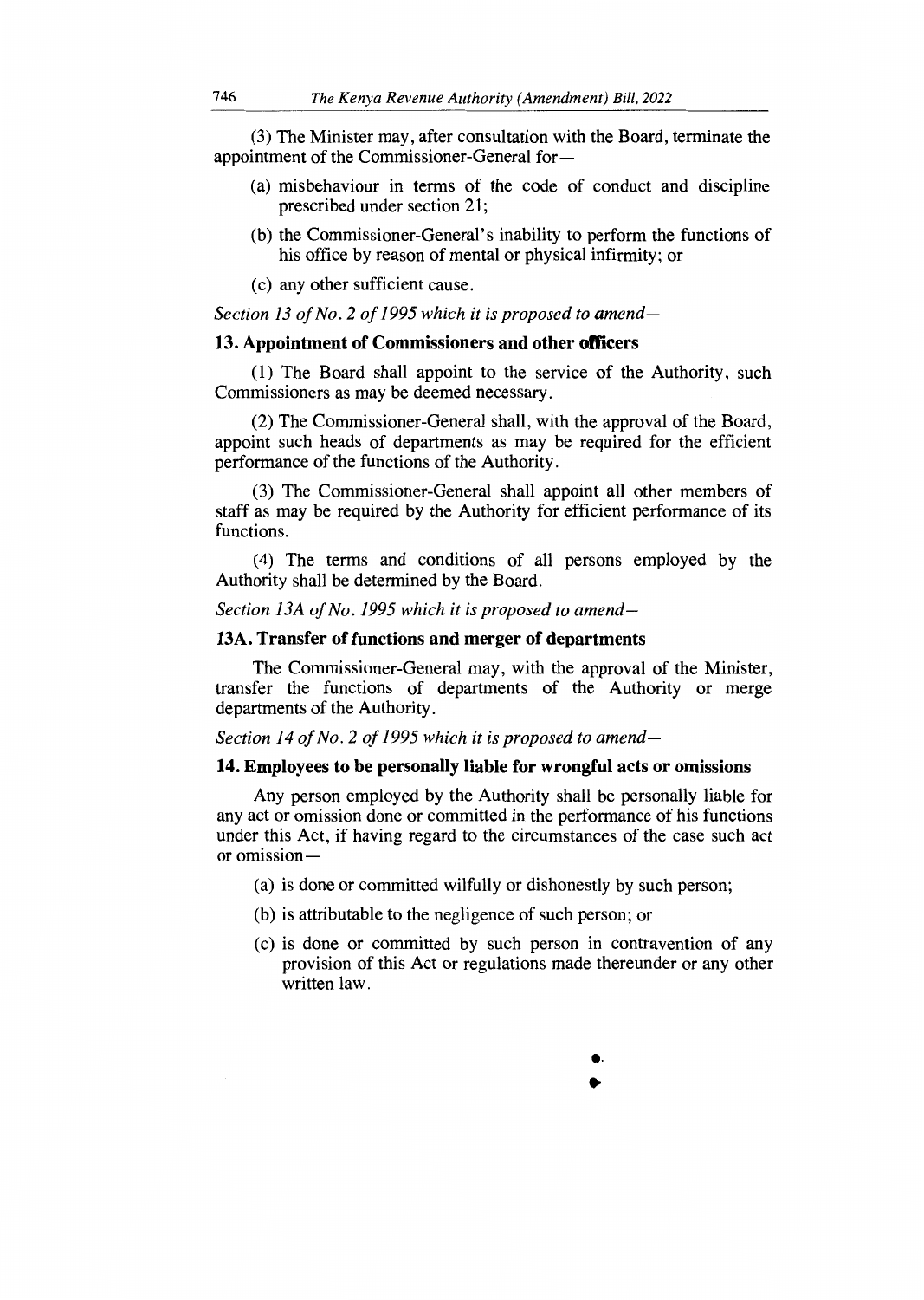(3) The Minister may, after consultation with the Board, terminate the appointment of the Commissioner-General for—

(a) misbehaviour in terms of the code of conduct and discipline prescribed under section 21;

(b) the Commissioner-General's inability to perform the functions of his office by reason of mental or physical infirmity; or

(c) any other sufficient cause.

*Section 13 of No. 2 of 1995 which it is proposed to amend—*

**13. Appointment of Commissioners and other officers**

(1) The Board shall appoint to the service of the Authority, such Commissioners as may be deemed necessary.

(2) The Commissioner-General shall, with the approval of the Board, appoint such heads of departments as may be required for the efficient performance of the functions of the Authority.

(3) The Commissioner-General shall appoint all other members of staff as may be required by the Authority for efficient performance of its functions.

(4) The terms and conditions of all persons employed by the Authority shall be determined by the Board.

*Section 13A of No. 1995 which it is proposed to amend—*

**13A. Transfer of functions and merger of departments**

The Commissioner-General may, with the approval of the Minister, transfer the functions of departments of the Authority or merge departments of the Authority.

*Section 14 of No. 2 of 1995 which it is proposed to amend—*

**14. Employees to be personally liable for wrongful acts or omissions**

Any person employed by the Authority shall be personally liable for any act or omission done or committed in the performance of his functions under this Act, if having regard to the circumstances of the case such act or omission—

(a) is done or committed wilfully or dishonestly by such person;

(b) is attributable to the negligence of such person; or

(c) is done or committed by such person in contravention of any provision of this Act or regulations made thereunder or any other written law.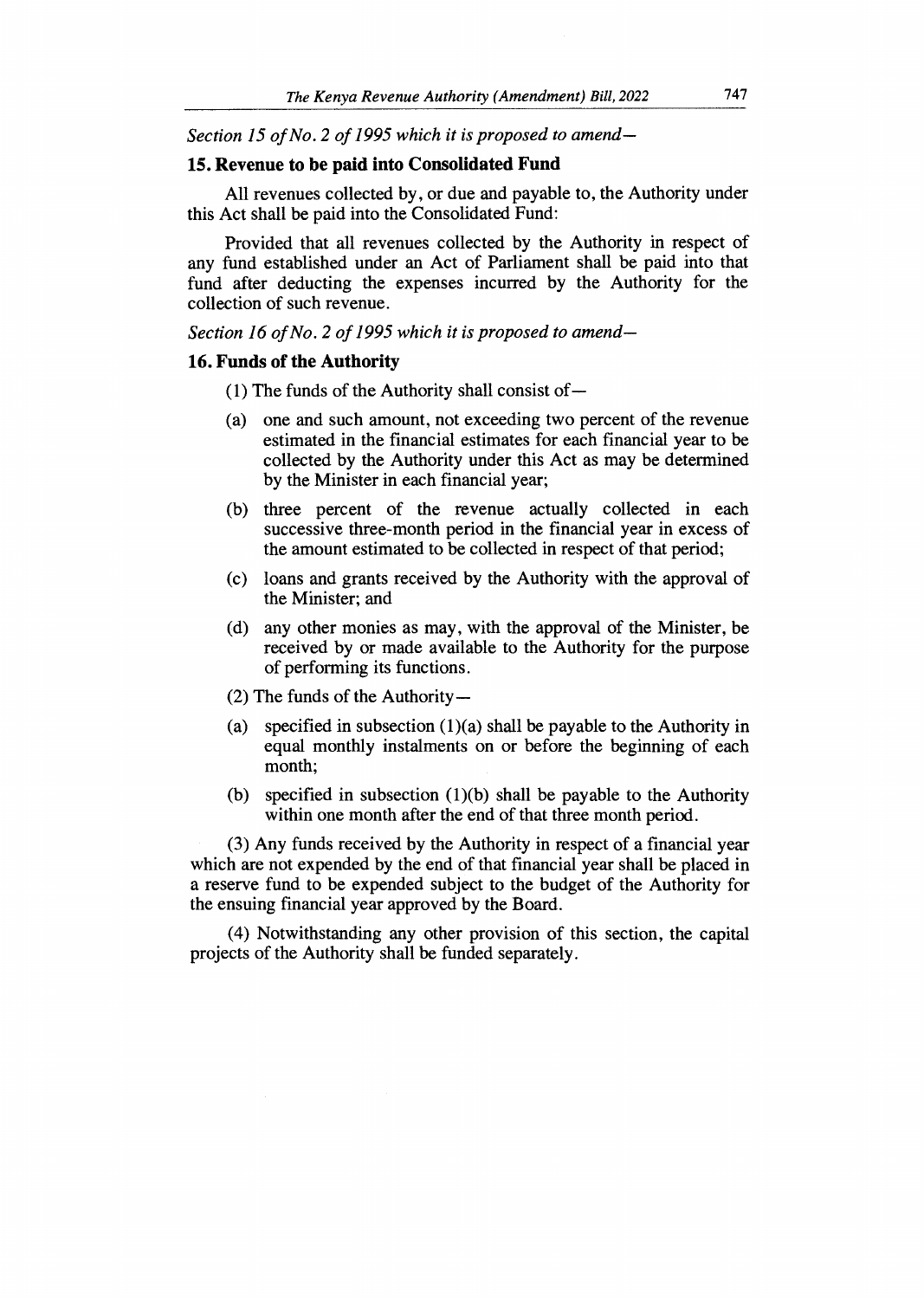*Section 15 of No. 2 of 1995 which it is proposed to amend—*

**15. Revenue to be paid into Consolidated Fund**

All revenues collected by, or due and payable to, the Authority under this Act shall be paid into the Consolidated Fund:

Provided that all revenues collected by the Authority in respect of any fund established under an Act of Parliament shall be paid into that fund after deducting the expenses incurred by the Authority for the collection of such revenue.

*Section 16 of No. 2 of 1995 which it is proposed to amend—*

**16. Funds of the Authority**

(1) The funds of the Authority shall consist of—

(a) one and such amount, not exceeding two percent of the revenue estimated in the financial estimates for each financial year to be collected by the Authority under this Act as may be determined by the Minister in each financial year;

(b) three percent of the revenue actually collected in each successive three-month period in the financial year in excess of the amount estimated to be collected in respect of that period;

(c) loans and grants received by the Authority with the approval of the Minister; and

(d) any other monies as may, with the approval of the Minister, be received by or made available to the Authority for the purpose of performing its functions.

(2) The funds of the Authority—

(a) specified in subsection (1)(a) shall be payable to the Authority in equal monthly instalments on or before the beginning of each month;

(b) specified in subsection (1)(b) shall be payable to the Authority within one month after the end of that three month period.

(3) Any funds received by the Authority in respect of a financial year which are not expended by the end of that financial year shall be placed in a reserve fund to be expended subject to the budget of the Authority for the ensuing financial year approved by the Board.

(4) Notwithstanding any other provision of this section, the capital projects of the Authority shall be funded separately.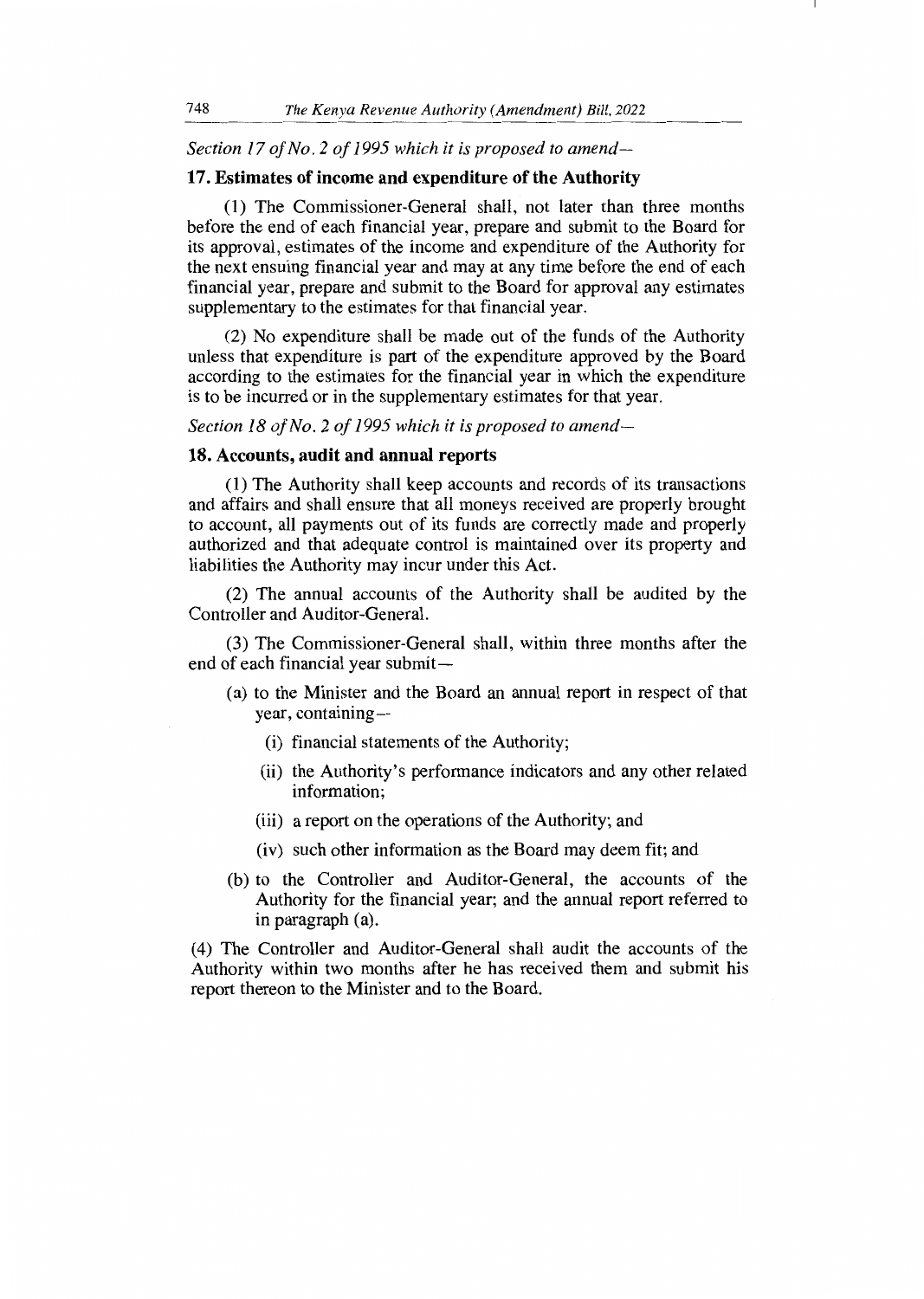*Section 17 of No. 2 of 1995 which it is proposed to amend—*

**17. Estimates of income and expenditure of the Authority**

(1) The Commissioner-General shall, not later than three months before the end of each financial year, prepare and submit to the Board for its approval, estimates of the income and expenditure of the Authority for the next ensuing financial year and may at any time before the end of each financial year, prepare and submit to the Board for approval any estimates supplementary to the estimates for that financial year.

(2) No expenditure shall be made out of the funds of the Authority unless that expenditure is part of the expenditure approved by the Board according to the estimates for the financial year in which the expenditure is to be incurred or in the supplementary estimates for that year.

*Section 18 of No. 2 of 1995 which it is proposed to amend—*

**18. Accounts, audit and annual reports**

(1) The Authority shall keep accounts and records of its transactions and affairs and shall ensure that all moneys received are properly brought to account, all payments out of its funds are correctly made and properly authorized and that adequate control is maintained over its property and liabilities the Authority may incur under this Act.

(2) The annual accounts of the Authority shall be audited by the Controller and Auditor-General.

(3) The Commissioner-General shall, within three months after the end of each financial year submit—

- (a) to the Minister and the Board an annual report in respect of that year, containing—
  - (i) financial statements of the Authority;
  - (ii) the Authority's performance indicators and any other related information;
  - (iii) a report on the operations of the Authority; and
  - (iv) such other information as the Board may deem fit; and
- (b) to the Controller and Auditor-General, the accounts of the Authority for the financial year; and the annual report referred to in paragraph (a).

(4) The Controller and Auditor-General shall audit the accounts of the Authority within two months after he has received them and submit his report thereon to the Minister and to the Board.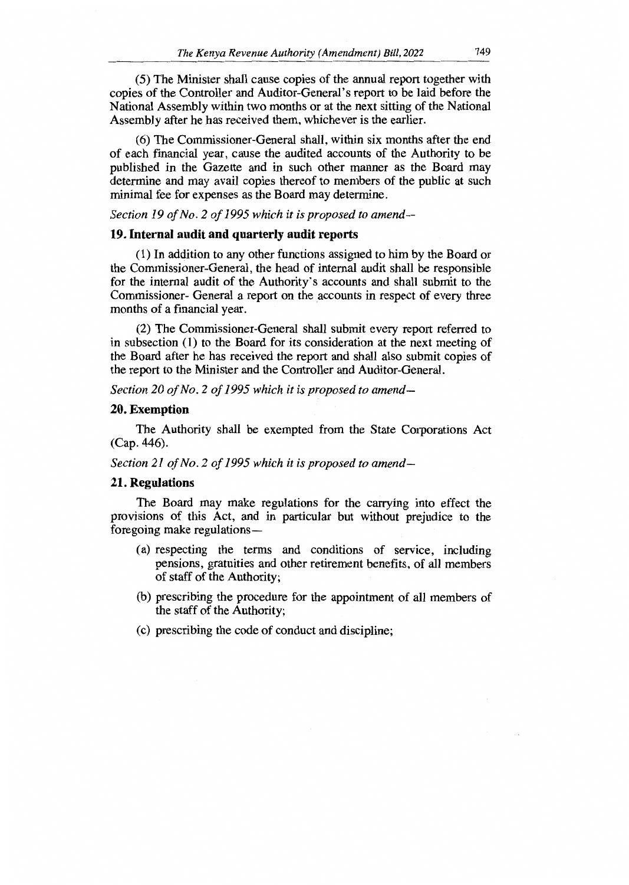(5) The Minister shall cause copies of the annual report together with copies of the Controller and Auditor-General's report to be laid before the National Assembly within two months or at the next sitting of the National Assembly after he has received them, whichever is the earlier.

(6) The Commissioner-General shall, within six months after the end of each financial year, cause the audited accounts of the Authority to be published in the Gazette and in such other manner as the Board may determine and may avail copies thereof to members of the public at such minimal fee for expenses as the Board may determine.

*Section 19 of No. 2 of 1995 which it is proposed to amend--*

**19. Internal audit and quarterly audit reports**

(1) In addition to any other functions assigned to him by the Board or the Commissioner-General, the head of internal audit shall be responsible for the internal audit of the Authority's accounts and shall submit to the Commissioner- General a report on the accounts in respect of every three months of a financial year.

(2) The Commissioner-General shall submit every report referred to in subsection (1) to the Board for its consideration at the next meeting of the Board after he has received the report and shall also submit copies of the report to the Minister and the Controller and Auditor-General.

*Section 20 of No. 2 of 1995 which it is proposed to amend—*

**20. Exemption**

The Authority shall be exempted from the State Corporations Act (Cap. 446).

*Section 21 of No. 2 of 1995 which it is proposed to amend—*

**21. Regulations**

The Board may make regulations for the carrying into effect the provisions of this Act, and in particular but without prejudice to the foregoing make regulations—

(a) respecting the terms and conditions of service, including pensions, gratuities and other retirement benefits, of all members of staff of the Authority;

(b) prescribing the procedure for the appointment of all members of the staff of the Authority;

(c) prescribing the code of conduct and discipline;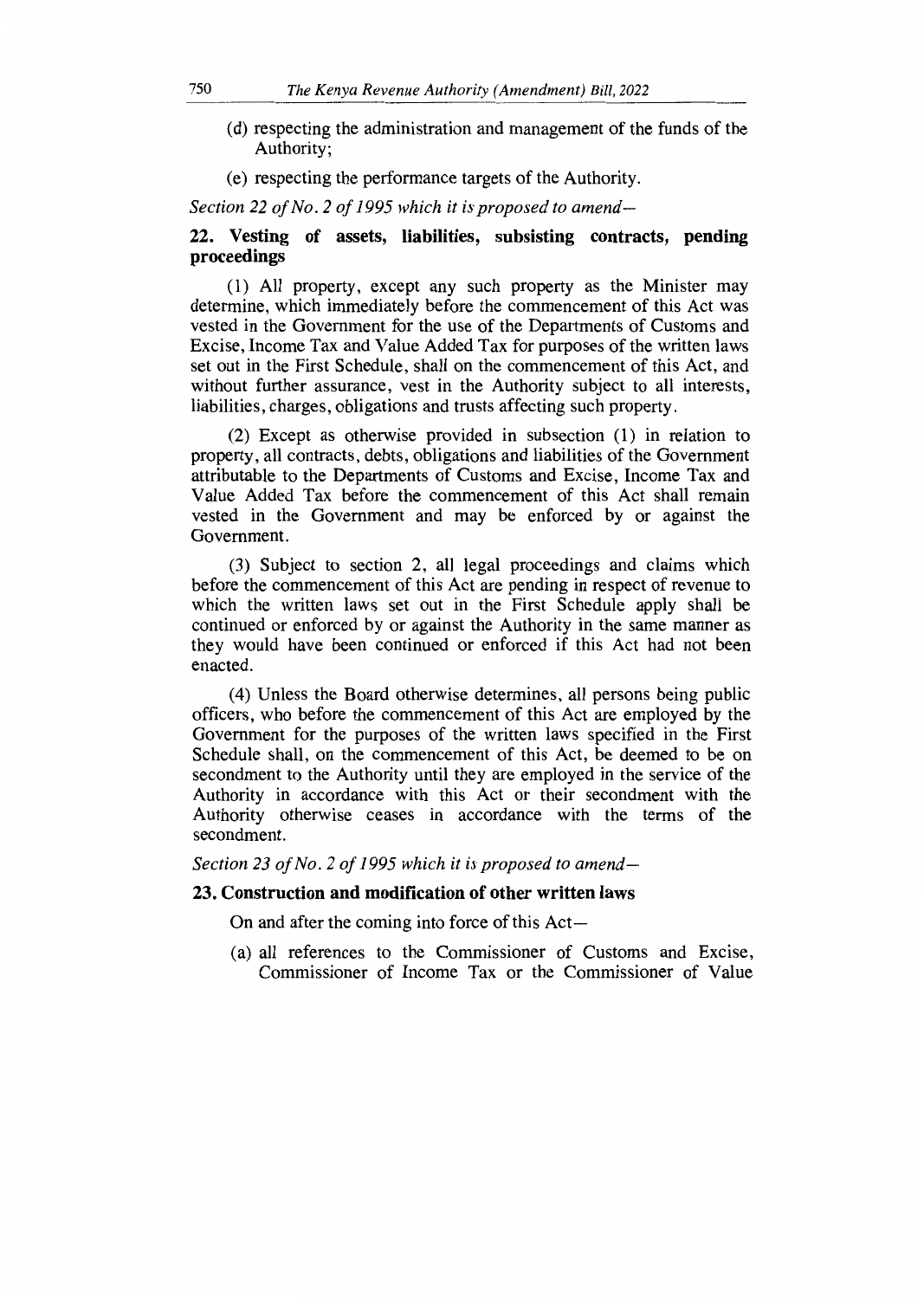(d) respecting the administration and management of the funds of the Authority;

(e) respecting the performance targets of the Authority.

*Section 22 of No. 2 of 1995 which it is proposed to amend—*

**22. Vesting of assets, liabilities, subsisting contracts, pending proceedings**

(1) All property, except any such property as the Minister may determine, which immediately before the commencement of this Act was vested in the Government for the use of the Departments of Customs and Excise, Income Tax and Value Added Tax for purposes of the written laws set out in the First Schedule, shall on the commencement of this Act, and without further assurance, vest in the Authority subject to all interests, liabilities, charges, obligations and trusts affecting such property.

(2) Except as otherwise provided in subsection (1) in relation to property, all contracts, debts, obligations and liabilities of the Government attributable to the Departments of Customs and Excise, Income Tax and Value Added Tax before the commencement of this Act shall remain vested in the Government and may be enforced by or against the Government.

(3) Subject to section 2, all legal proceedings and claims which before the commencement of this Act are pending in respect of revenue to which the written laws set out in the First Schedule apply shall be continued or enforced by or against the Authority in the same manner as they would have been continued or enforced if this Act had not been enacted.

(4) Unless the Board otherwise determines, all persons being public officers, who before the commencement of this Act are employed by the Government for the purposes of the written laws specified in the First Schedule shall, on the commencement of this Act, be deemed to be on secondment to the Authority until they are employed in the service of the Authority in accordance with this Act or their secondment with the Authority otherwise ceases in accordance with the terms of the secondment.

*Section 23 of No. 2 of 1995 which it is proposed to amend—*

**23. Construction and modification of other written laws**

On and after the coming into force of this Act—

(a) all references to the Commissioner of Customs and Excise, Commissioner of Income Tax or the Commissioner of Value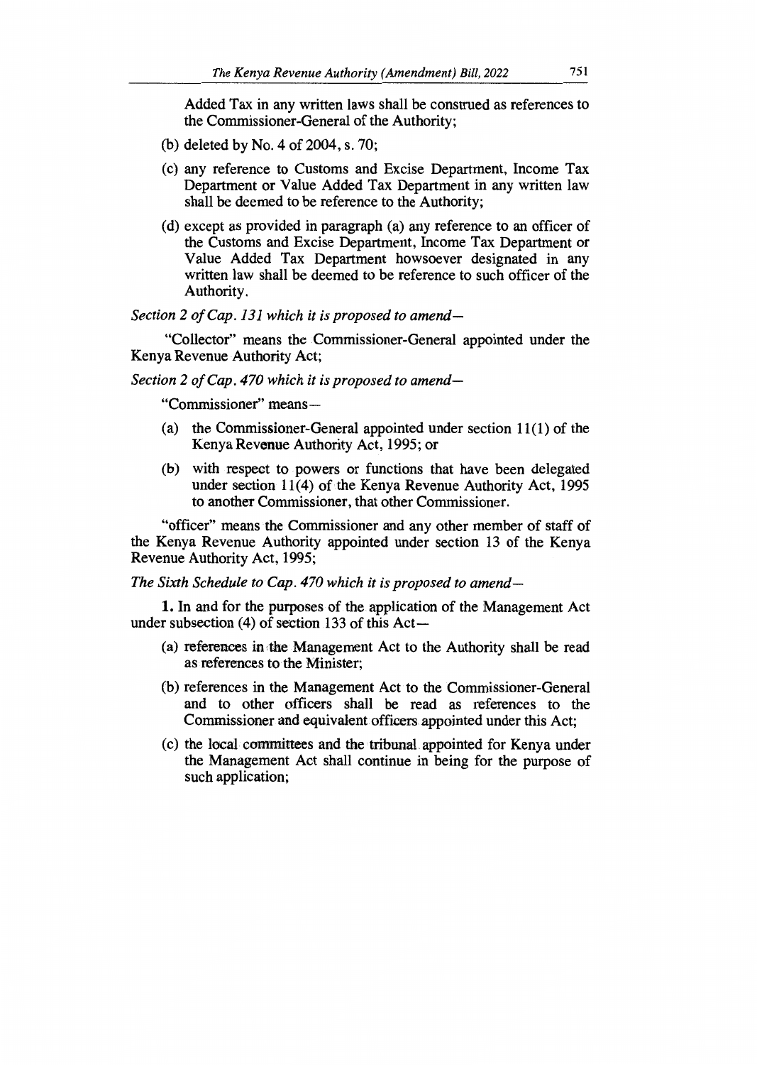Added Tax in any written laws shall be construed as references to the Commissioner-General of the Authority;

(b) deleted by No. 4 of 2004, s. 70;

(c) any reference to Customs and Excise Department, Income Tax Department or Value Added Tax Department in any written law shall be deemed to be reference to the Authority;

(d) except as provided in paragraph (a) any reference to an officer of the Customs and Excise Department, Income Tax Department or Value Added Tax Department howsoever designated in any written law shall be deemed to be reference to such officer of the Authority.

*Section 2 of Cap. 131 which it is proposed to amend—*

"Collector" means the Commissioner-General appointed under the Kenya Revenue Authority Act;

*Section 2 of Cap. 470 which it is proposed to amend—*

"Commissioner" means—

(a) the Commissioner-General appointed under section 11(1) of the Kenya Revenue Authority Act, 1995; or

(b) with respect to powers or functions that have been delegated under section 11(4) of the Kenya Revenue Authority Act, 1995 to another Commissioner, that other Commissioner.

"officer" means the Commissioner and any other member of staff of the Kenya Revenue Authority appointed under section 13 of the Kenya Revenue Authority Act, 1995;

*The Sixth Schedule to Cap. 470 which it is proposed to amend—*

**1.** In and for the purposes of the application of the Management Act under subsection (4) of section 133 of this Act—

(a) references in the Management Act to the Authority shall be read as references to the Minister;

(b) references in the Management Act to the Commissioner-General and to other officers shall be read as references to the Commissioner and equivalent officers appointed under this Act;

(c) the local committees and the tribunal appointed for Kenya under the Management Act shall continue in being for the purpose of such application;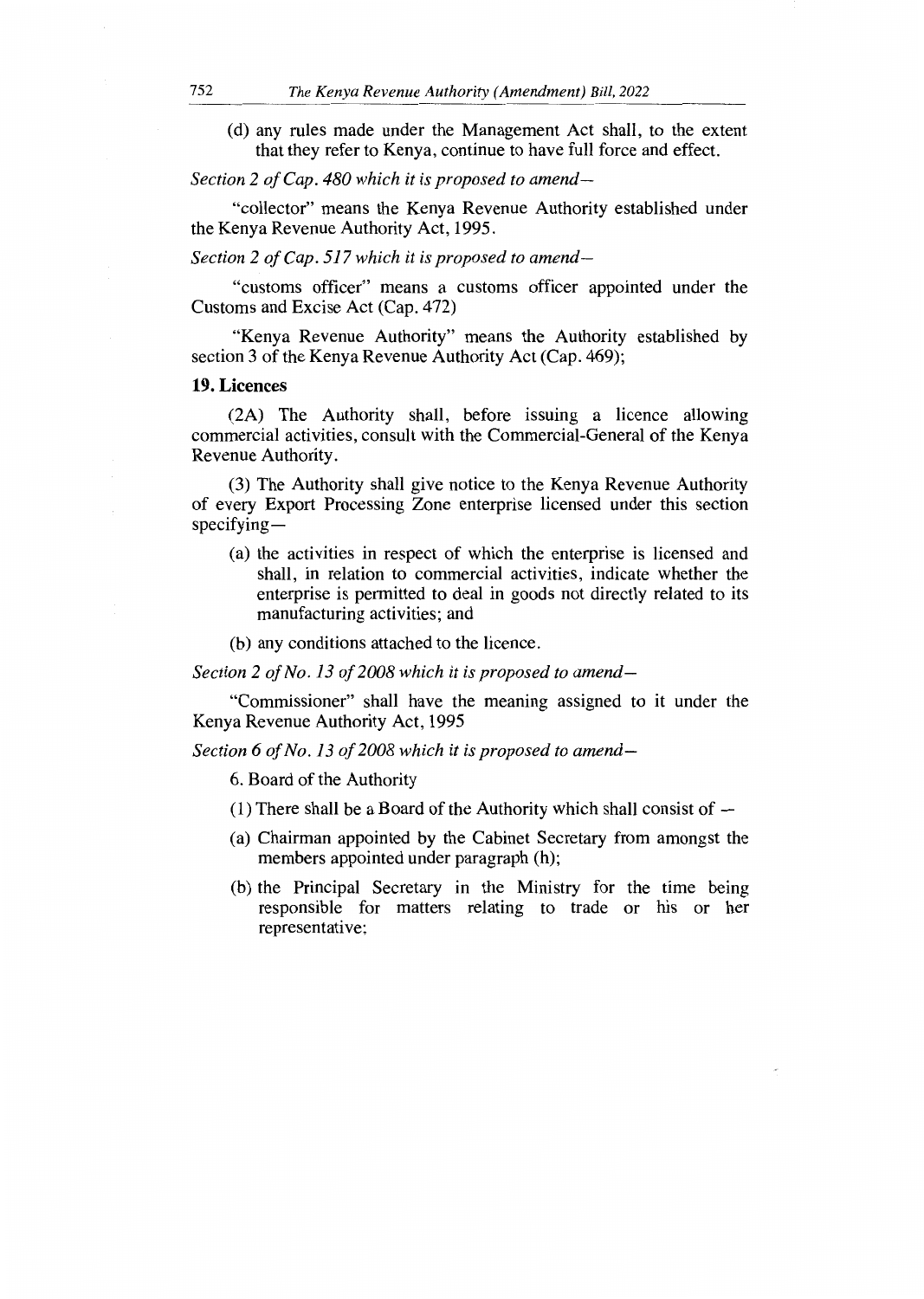(d) any rules made under the Management Act shall, to the extent that they refer to Kenya, continue to have full force and effect.

*Section 2 of Cap. 480 which it is proposed to amend—*

"collector" means the Kenya Revenue Authority established under the Kenya Revenue Authority Act, 1995.

*Section 2 of Cap. 517 which it is proposed to amend—*

"customs officer" means a customs officer appointed under the Customs and Excise Act (Cap. 472)

"Kenya Revenue Authority" means the Authority established by section 3 of the Kenya Revenue Authority Act (Cap. 469);

**19. Licences**

(2A) The Authority shall, before issuing a licence allowing commercial activities, consult with the Commercial-General of the Kenya Revenue Authority.

(3) The Authority shall give notice to the Kenya Revenue Authority of every Export Processing Zone enterprise licensed under this section specifying—

(a) the activities in respect of which the enterprise is licensed and shall, in relation to commercial activities, indicate whether the enterprise is permitted to deal in goods not directly related to its manufacturing activities; and

(b) any conditions attached to the licence.

*Section 2 of No. 13 of 2008 which it is proposed to amend—*

"Commissioner" shall have the meaning assigned to it under the Kenya Revenue Authority Act, 1995

*Section 6 of No. 13 of 2008 which it is proposed to amend—*

6. Board of the Authority

(1) There shall be a Board of the Authority which shall consist of —

(a) Chairman appointed by the Cabinet Secretary from amongst the members appointed under paragraph (h);

(b) the Principal Secretary in the Ministry for the time being responsible for matters relating to trade or his or her representative;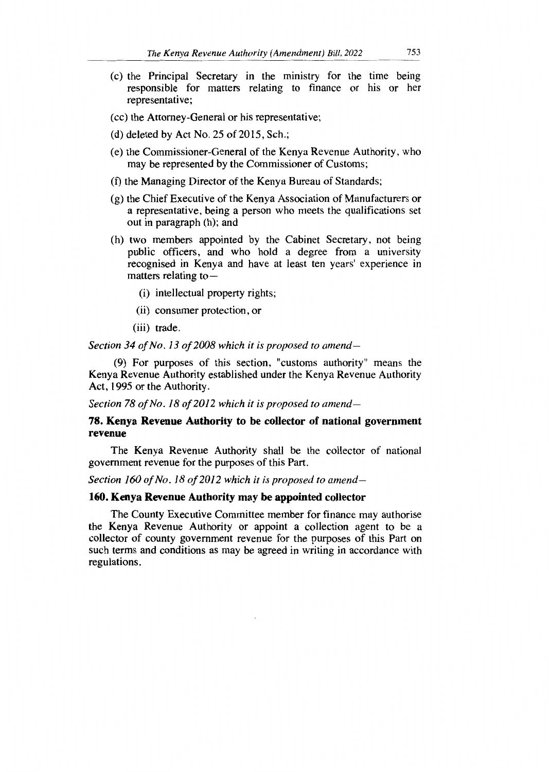(c) the Principal Secretary in the ministry for the time being responsible for matters relating to finance or his or her representative;

(cc) the Attorney-General or his representative;

(d) deleted by Act No. 25 of 2015, Sch.;

(e) the Commissioner-General of the Kenya Revenue Authority, who may be represented by the Commissioner of Customs;

(f) the Managing Director of the Kenya Bureau of Standards;

(g) the Chief Executive of the Kenya Association of Manufacturers or a representative, being a person who meets the qualifications set out in paragraph (h); and

(h) two members appointed by the Cabinet Secretary, not being public officers, and who hold a degree from a university recognised in Kenya and have at least ten years' experience in matters relating to—

(i) intellectual property rights;

(ii) consumer protection, or

(iii) trade.

*Section 34 of No. 13 of 2008 which it is proposed to amend—*

(9) For purposes of this section, "customs authority" means the Kenya Revenue Authority established under the Kenya Revenue Authority Act, 1995 or the Authority.

*Section 78 of No. 18 of 2012 which it is proposed to amend—*

**78. Kenya Revenue Authority to be collector of national government revenue**

The Kenya Revenue Authority shall be the collector of national government revenue for the purposes of this Part.

*Section 160 of No. 18 of 2012 which it is proposed to amend—*

**160. Kenya Revenue Authority may be appointed collector**

The County Executive Committee member for finance may authorise the Kenya Revenue Authority or appoint a collection agent to be a collector of county government revenue for the purposes of this Part on such terms and conditions as may be agreed in writing in accordance with regulations.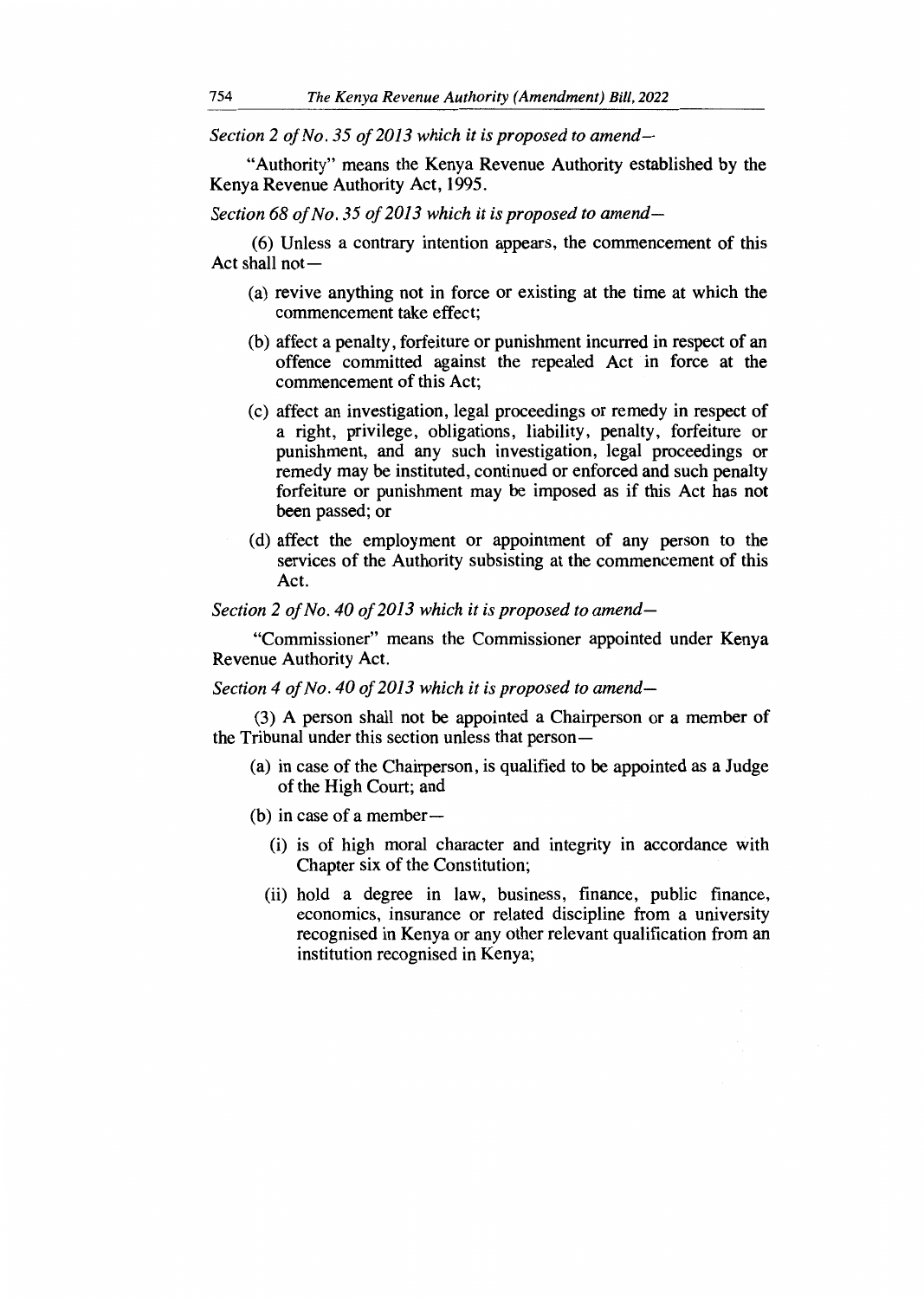*Section 2 of No. 35 of 2013 which it is proposed to amend—*

"Authority" means the Kenya Revenue Authority established by the Kenya Revenue Authority Act, 1995.

*Section 68 of No. 35 of 2013 which it is proposed to amend—*

(6) Unless a contrary intention appears, the commencement of this Act shall not—

(a) revive anything not in force or existing at the time at which the commencement take effect;

(b) affect a penalty, forfeiture or punishment incurred in respect of an offence committed against the repealed Act in force at the commencement of this Act;

(c) affect an investigation, legal proceedings or remedy in respect of a right, privilege, obligations, liability, penalty, forfeiture or punishment, and any such investigation, legal proceedings or remedy may be instituted, continued or enforced and such penalty forfeiture or punishment may be imposed as if this Act has not been passed; or

(d) affect the employment or appointment of any person to the services of the Authority subsisting at the commencement of this Act.

*Section 2 of No. 40 of 2013 which it is proposed to amend—*

"Commissioner" means the Commissioner appointed under Kenya Revenue Authority Act.

*Section 4 of No. 40 of 2013 which it is proposed to amend—*

(3) A person shall not be appointed a Chairperson or a member of the Tribunal under this section unless that person—

(a) in case of the Chairperson, is qualified to be appointed as a Judge of the High Court; and

(b) in case of a member—

(i) is of high moral character and integrity in accordance with Chapter six of the Constitution;

(ii) hold a degree in law, business, finance, public finance, economics, insurance or related discipline from a university recognised in Kenya or any other relevant qualification from an institution recognised in Kenya;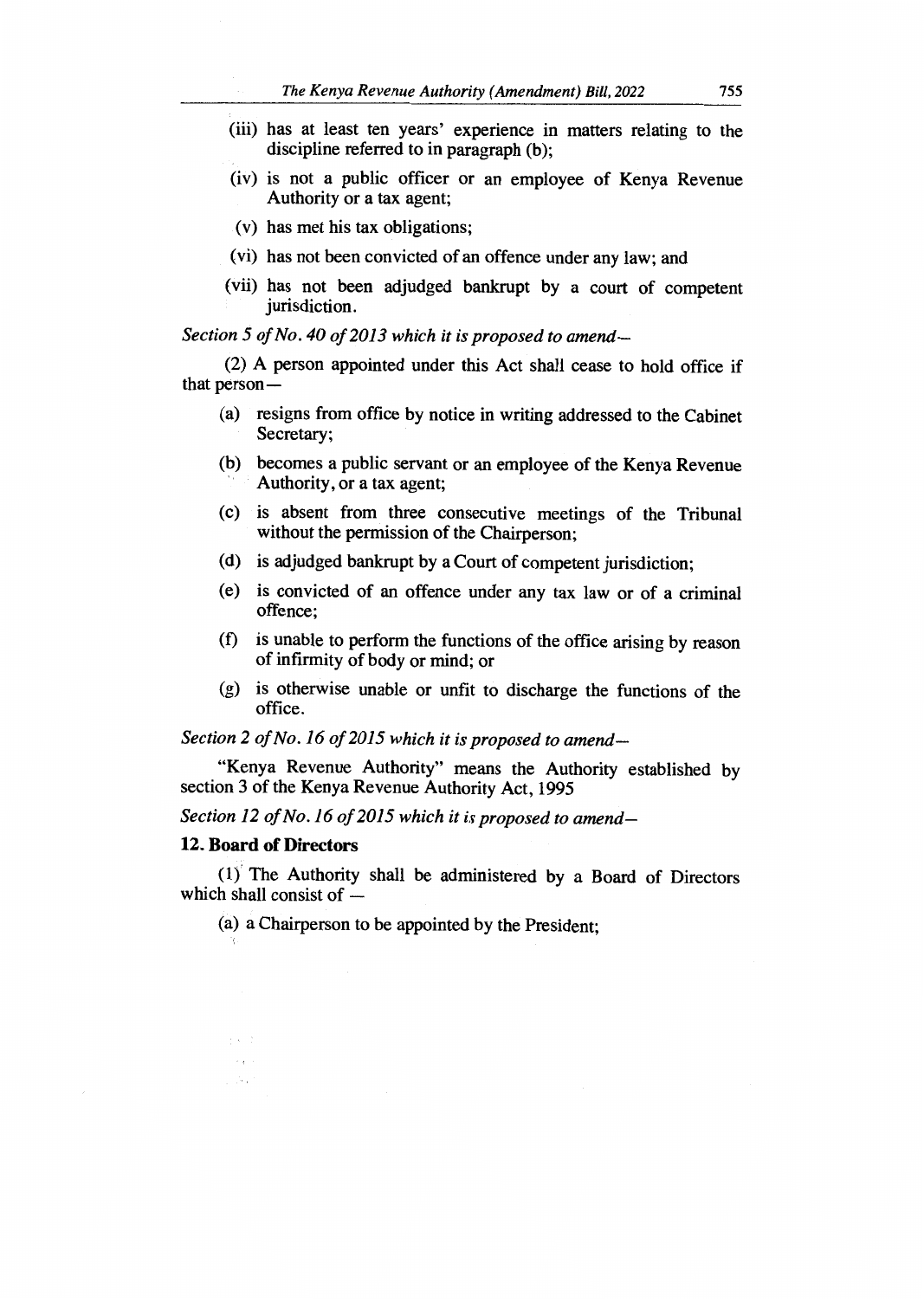(iii) has at least ten years' experience in matters relating to the discipline referred to in paragraph (b);

(iv) is not a public officer or an employee of Kenya Revenue Authority or a tax agent;

(v) has met his tax obligations;

(vi) has not been convicted of an offence under any law; and

(vii) has not been adjudged bankrupt by a court of competent jurisdiction.

*Section 5 of No. 40 of 2013 which it is proposed to amend—*

(2) A person appointed under this Act shall cease to hold office if that person—

(a) resigns from office by notice in writing addressed to the Cabinet Secretary;

(b) becomes a public servant or an employee of the Kenya Revenue Authority, or a tax agent;

(c) is absent from three consecutive meetings of the Tribunal without the permission of the Chairperson;

(d) is adjudged bankrupt by a Court of competent jurisdiction;

(e) is convicted of an offence under any tax law or of a criminal offence;

(f) is unable to perform the functions of the office arising by reason of infirmity of body or mind; or

(g) is otherwise unable or unfit to discharge the functions of the office.

*Section 2 of No. 16 of 2015 which it is proposed to amend—*

"Kenya Revenue Authority" means the Authority established by section 3 of the Kenya Revenue Authority Act, 1995

*Section 12 of No. 16 of 2015 which it is proposed to amend—*

**12. Board of Directors**

(1) The Authority shall be administered by a Board of Directors which shall consist of —

(a) a Chairperson to be appointed by the President;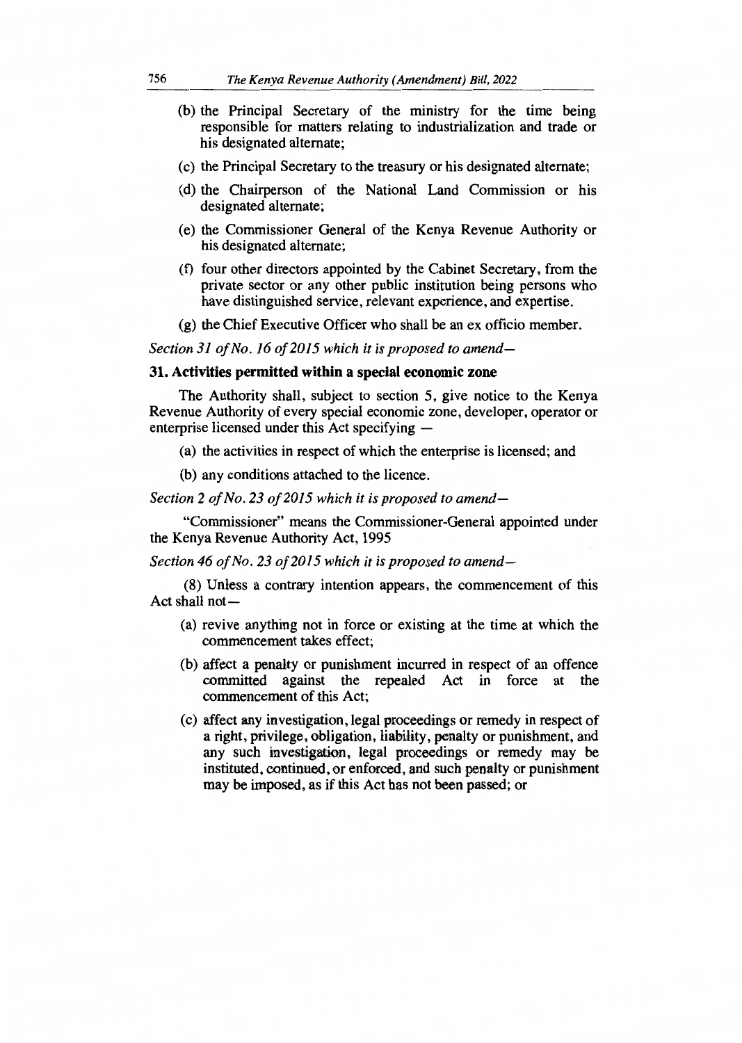(b) the Principal Secretary of the ministry for the time being responsible for matters relating to industrialization and trade or his designated alternate;

(c) the Principal Secretary to the treasury or his designated alternate;

(d) the Chairperson of the National Land Commission or his designated alternate;

(e) the Commissioner General of the Kenya Revenue Authority or his designated alternate;

(f) four other directors appointed by the Cabinet Secretary, from the private sector or any other public institution being persons who have distinguished service, relevant experience, and expertise.

(g) the Chief Executive Officer who shall be an ex officio member.

*Section 31 of No. 16 of 2015 which it is proposed to amend—*

**31. Activities permitted within a special economic zone**

The Authority shall, subject to section 5, give notice to the Kenya Revenue Authority of every special economic zone, developer, operator or enterprise licensed under this Act specifying —

(a) the activities in respect of which the enterprise is licensed; and

(b) any conditions attached to the licence.

*Section 2 of No. 23 of 2015 which it is proposed to amend—*

"Commissioner" means the Commissioner-General appointed under the Kenya Revenue Authority Act, 1995

*Section 46 of No. 23 of 2015 which it is proposed to amend—*

(8) Unless a contrary intention appears, the commencement of this Act shall not—

(a) revive anything not in force or existing at the time at which the commencement takes effect;

(b) affect a penalty or punishment incurred in respect of an offence committed against the repealed Act in force at the commencement of this Act;

(c) affect any investigation, legal proceedings or remedy in respect of a right, privilege, obligation, liability, penalty or punishment, and any such investigation, legal proceedings or remedy may be instituted, continued, or enforced, and such penalty or punishment may be imposed, as if this Act has not been passed; or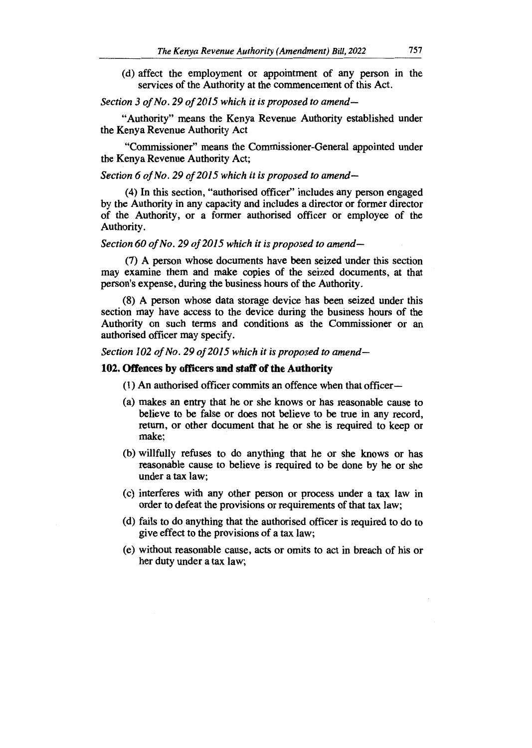(d) affect the employment or appointment of any person in the services of the Authority at the commencement of this Act.

*Section 3 of No. 29 of 2015 which it is proposed to amend—*

"Authority" means the Kenya Revenue Authority established under the Kenya Revenue Authority Act

"Commissioner" means the Commissioner-General appointed under the Kenya Revenue Authority Act;

*Section 6 of No. 29 of 2015 which it is proposed to amend—*

(4) In this section, "authorised officer" includes any person engaged by the Authority in any capacity and includes a director or former director of the Authority, or a former authorised officer or employee of the Authority.

*Section 60 of No. 29 of 2015 which it is proposed to amend—*

(7) A person whose documents have been seized under this section may examine them and make copies of the seized documents, at that person's expense, during the business hours of the Authority.

(8) A person whose data storage device has been seized under this section may have access to the device during the business hours of the Authority on such terms and conditions as the Commissioner or an authorised officer may specify.

*Section 102 of No. 29 of 2015 which it is proposed to amend—*

**102. Offences by officers and staff of the Authority**

(1) An authorised officer commits an offence when that officer—

(a) makes an entry that he or she knows or has reasonable cause to believe to be false or does not believe to be true in any record, return, or other document that he or she is required to keep or make;

(b) willfully refuses to do anything that he or she knows or has reasonable cause to believe is required to be done by he or she under a tax law;

(c) interferes with any other person or process under a tax law in order to defeat the provisions or requirements of that tax law;

(d) fails to do anything that the authorised officer is required to do to give effect to the provisions of a tax law;

(e) without reasonable cause, acts or omits to act in breach of his or her duty under a tax law;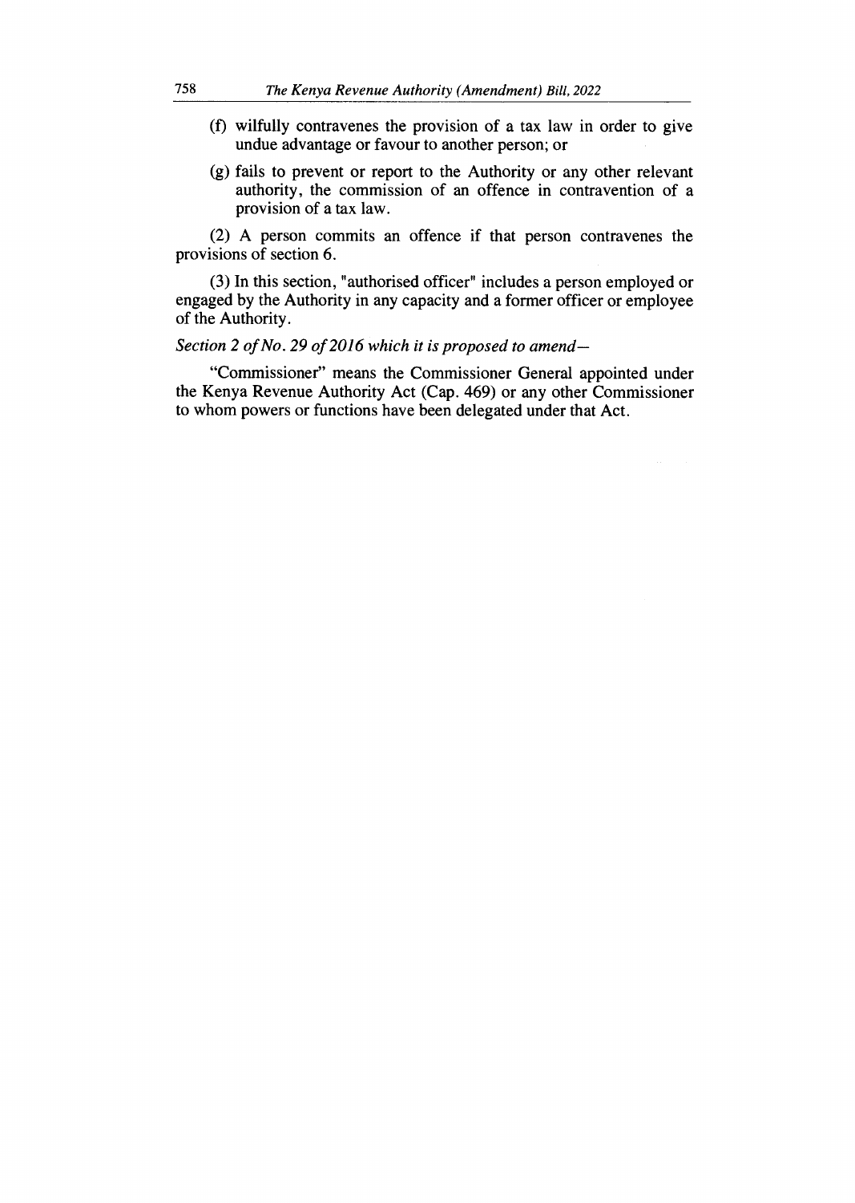(f) wilfully contravenes the provision of a tax law in order to give undue advantage or favour to another person; or

(g) fails to prevent or report to the Authority or any other relevant authority, the commission of an offence in contravention of a provision of a tax law.

(2) A person commits an offence if that person contravenes the provisions of section 6.

(3) In this section, "authorised officer" includes a person employed or engaged by the Authority in any capacity and a former officer or employee of the Authority.

*Section 2 of No. 29 of 2016 which it is proposed to amend—*

"Commissioner" means the Commissioner General appointed under the Kenya Revenue Authority Act (Cap. 469) or any other Commissioner to whom powers or functions have been delegated under that Act.